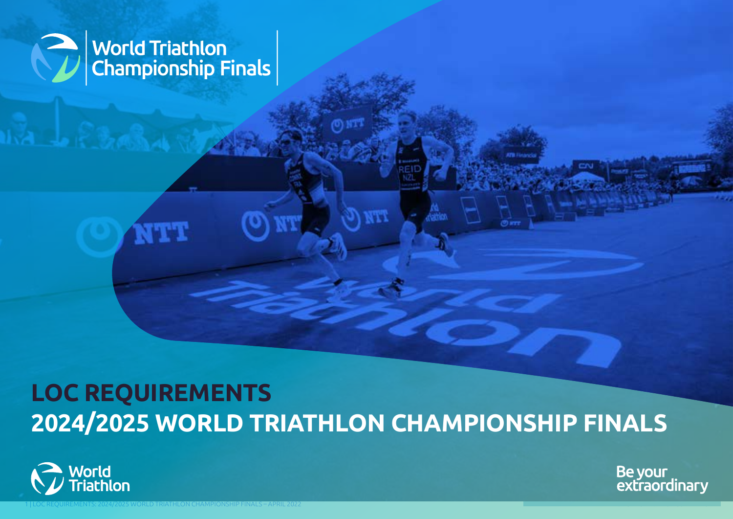World Triathlon Championship Finals

# LOC REQUIREMENTS
# 2024/2025 WORLD TRIATHLON CHAMPIONSHIP FINALS

World Triathlon

Be your extraordinary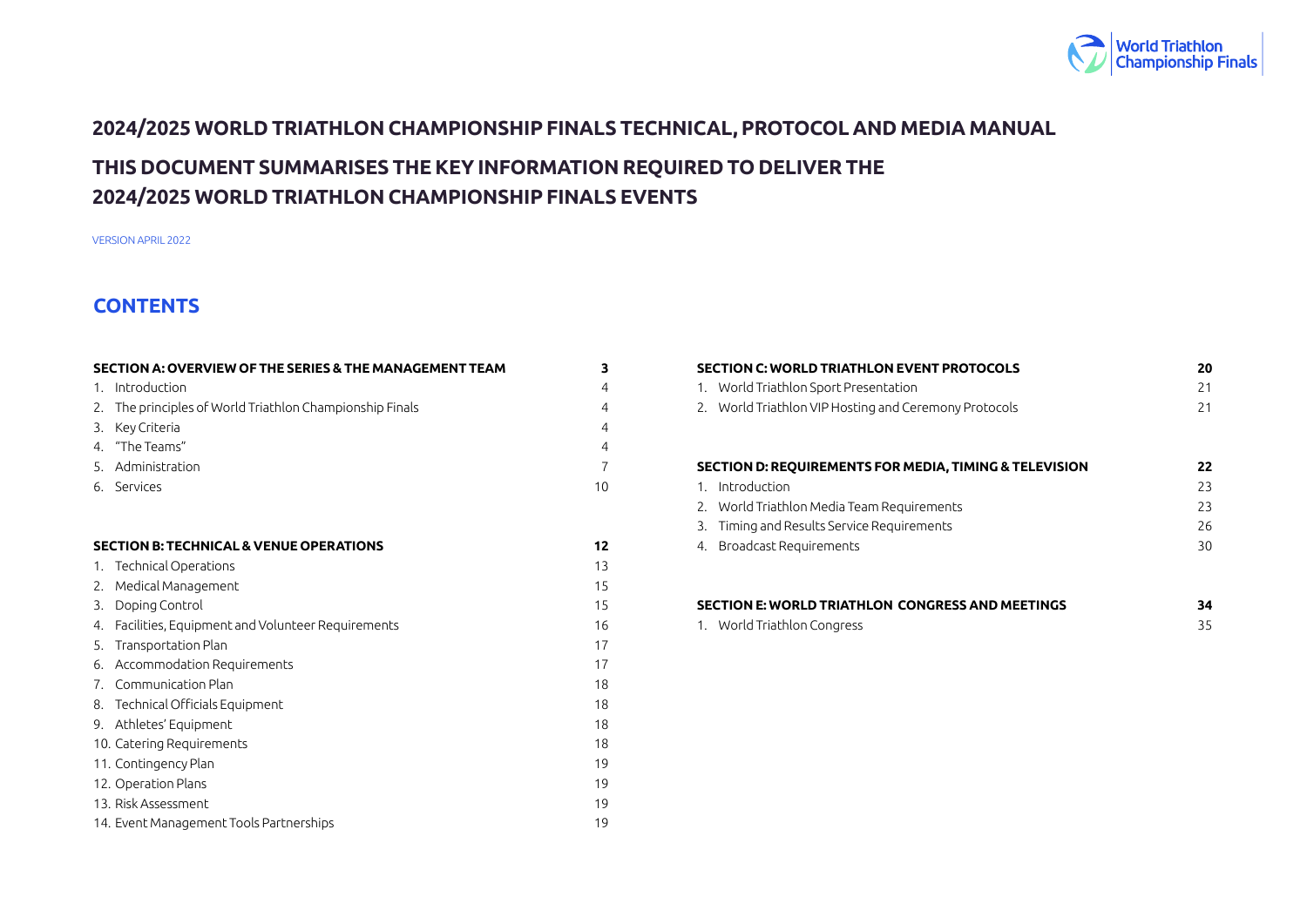# 2024/2025 WORLD TRIATHLON CHAMPIONSHIP FINALS TECHNICAL, PROTOCOL AND MEDIA MANUAL

## THIS DOCUMENT SUMMARISES THE KEY INFORMATION REQUIRED TO DELIVER THE 2024/2025 WORLD TRIATHLON CHAMPIONSHIP FINALS EVENTS

VERSION APRIL 2022

## CONTENTS

| **SECTION A: OVERVIEW OF THE SERIES & THE MANAGEMENT TEAM** | **3** |
|---|---|
| 1. Introduction | 4 |
| 2. The principles of World Triathlon Championship Finals | 4 |
| 3. Key Criteria | 4 |
| 4. "The Teams" | 4 |
| 5. Administration | 7 |
| 6. Services | 10 |

| **SECTION B: TECHNICAL & VENUE OPERATIONS** | **12** |
|---|---|
| 1. Technical Operations | 13 |
| 2. Medical Management | 15 |
| 3. Doping Control | 15 |
| 4. Facilities, Equipment and Volunteer Requirements | 16 |
| 5. Transportation Plan | 17 |
| 6. Accommodation Requirements | 17 |
| 7. Communication Plan | 18 |
| 8. Technical Officials Equipment | 18 |
| 9. Athletes' Equipment | 18 |
| 10. Catering Requirements | 18 |
| 11. Contingency Plan | 19 |
| 12. Operation Plans | 19 |
| 13. Risk Assessment | 19 |
| 14. Event Management Tools Partnerships | 19 |

| **SECTION C: WORLD TRIATHLON EVENT PROTOCOLS** | **20** |
|---|---|
| 1. World Triathlon Sport Presentation | 21 |
| 2. World Triathlon VIP Hosting and Ceremony Protocols | 21 |

| **SECTION D: REQUIREMENTS FOR MEDIA, TIMING & TELEVISION** | **22** |
|---|---|
| 1. Introduction | 23 |
| 2. World Triathlon Media Team Requirements | 23 |
| 3. Timing and Results Service Requirements | 26 |
| 4. Broadcast Requirements | 30 |

| **SECTION E: WORLD TRIATHLON CONGRESS AND MEETINGS** | **34** |
|---|---|
| 1. World Triathlon Congress | 35 |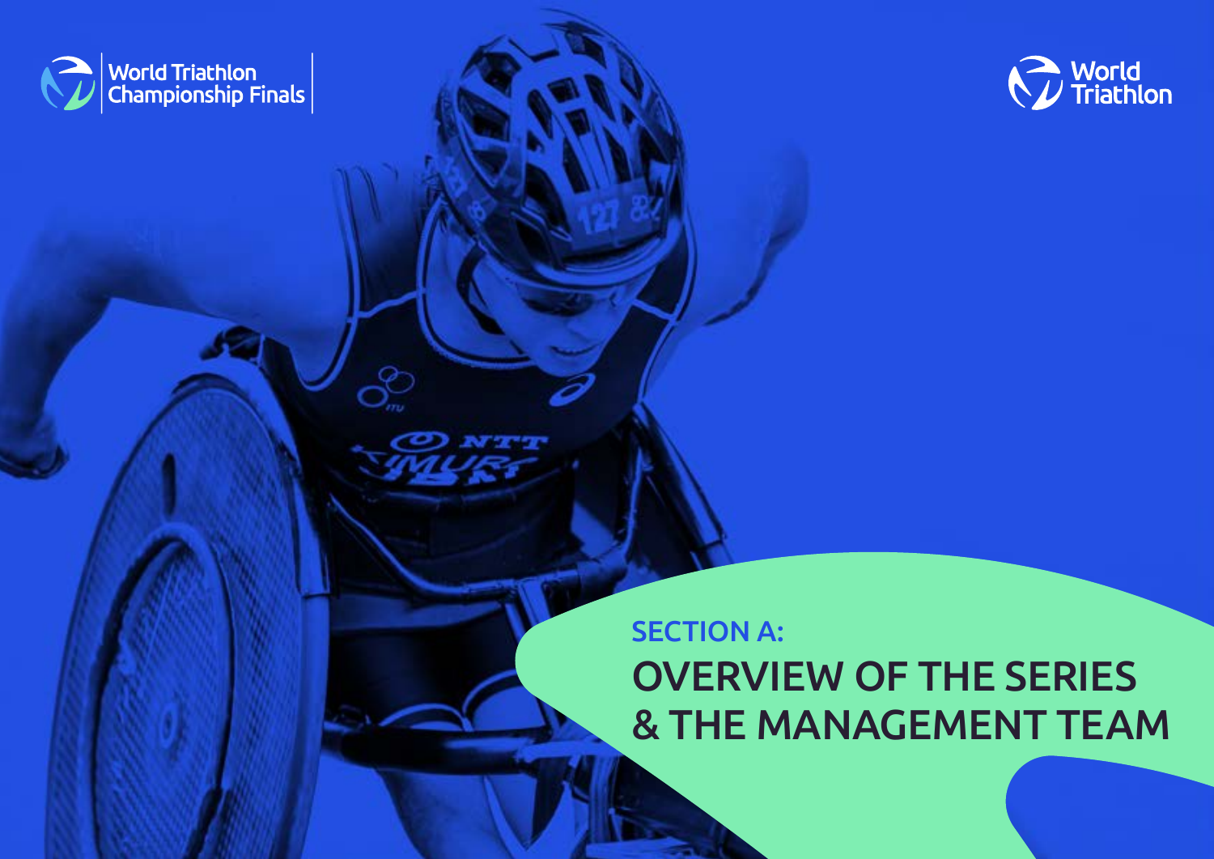# SECTION A:

# OVERVIEW OF THE SERIES & THE MANAGEMENT TEAM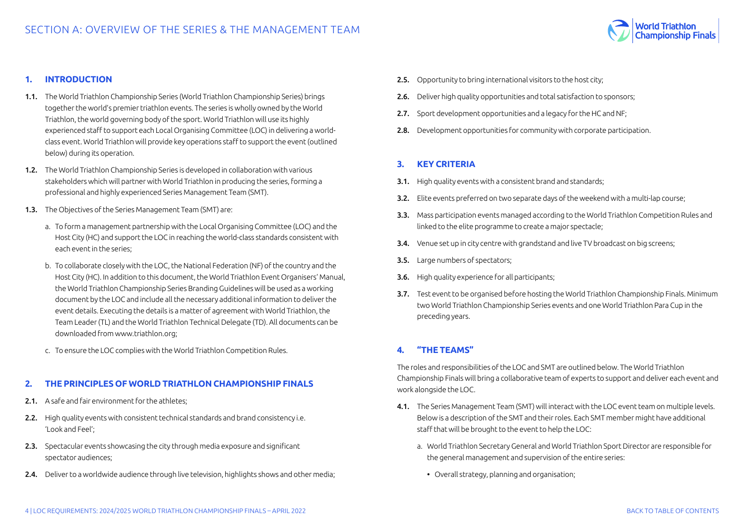# SECTION A: OVERVIEW OF THE SERIES & THE MANAGEMENT TEAM

## 1. INTRODUCTION

**1.1.** The World Triathlon Championship Series (World Triathlon Championship Series) brings together the world's premier triathlon events. The series is wholly owned by the World Triathlon, the world governing body of the sport. World Triathlon will use its highly experienced staff to support each Local Organising Committee (LOC) in delivering a world-class event. World Triathlon will provide key operations staff to support the event (outlined below) during its operation.

**1.2.** The World Triathlon Championship Series is developed in collaboration with various stakeholders which will partner with World Triathlon in producing the series, forming a professional and highly experienced Series Management Team (SMT).

**1.3.** The Objectives of the Series Management Team (SMT) are:

a. To form a management partnership with the Local Organising Committee (LOC) and the Host City (HC) and support the LOC in reaching the world-class standards consistent with each event in the series;

b. To collaborate closely with the LOC, the National Federation (NF) of the country and the Host City (HC). In addition to this document, the World Triathlon Event Organisers' Manual, the World Triathlon Championship Series Branding Guidelines will be used as a working document by the LOC and include all the necessary additional information to deliver the event details. Executing the details is a matter of agreement with World Triathlon, the Team Leader (TL) and the World Triathlon Technical Delegate (TD). All documents can be downloaded from www.triathlon.org;

c. To ensure the LOC complies with the World Triathlon Competition Rules.

## 2. THE PRINCIPLES OF WORLD TRIATHLON CHAMPIONSHIP FINALS

**2.1.** A safe and fair environment for the athletes;

**2.2.** High quality events with consistent technical standards and brand consistency i.e. 'Look and Feel';

**2.3.** Spectacular events showcasing the city through media exposure and significant spectator audiences;

**2.4.** Deliver to a worldwide audience through live television, highlights shows and other media;

**2.5.** Opportunity to bring international visitors to the host city;

**2.6.** Deliver high quality opportunities and total satisfaction to sponsors;

**2.7.** Sport development opportunities and a legacy for the HC and NF;

**2.8.** Development opportunities for community with corporate participation.

## 3. KEY CRITERIA

**3.1.** High quality events with a consistent brand and standards;

**3.2.** Elite events preferred on two separate days of the weekend with a multi-lap course;

**3.3.** Mass participation events managed according to the World Triathlon Competition Rules and linked to the elite programme to create a major spectacle;

**3.4.** Venue set up in city centre with grandstand and live TV broadcast on big screens;

**3.5.** Large numbers of spectators;

**3.6.** High quality experience for all participants;

**3.7.** Test event to be organised before hosting the World Triathlon Championship Finals. Minimum two World Triathlon Championship Series events and one World Triathlon Para Cup in the preceding years.

## 4. "THE TEAMS"

The roles and responsibilities of the LOC and SMT are outlined below. The World Triathlon Championship Finals will bring a collaborative team of experts to support and deliver each event and work alongside the LOC.

**4.1.** The Series Management Team (SMT) will interact with the LOC event team on multiple levels. Below is a description of the SMT and their roles. Each SMT member might have additional staff that will be brought to the event to help the LOC:

a. World Triathlon Secretary General and World Triathlon Sport Director are responsible for the general management and supervision of the entire series:

- Overall strategy, planning and organisation;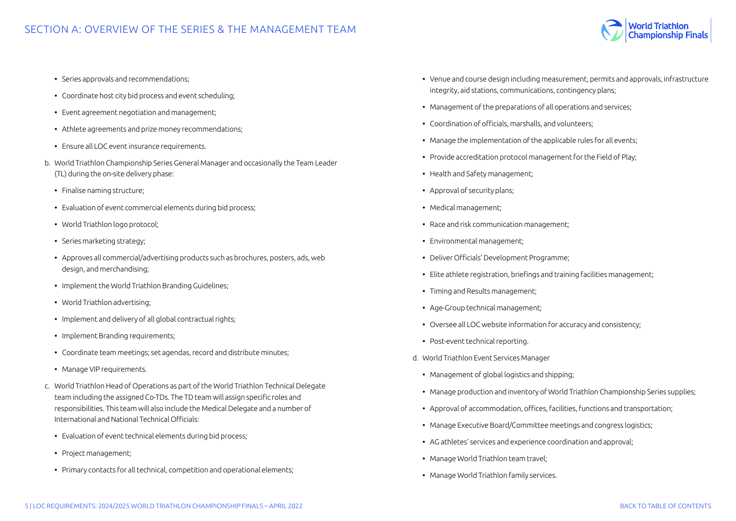- Series approvals and recommendations;
- Coordinate host city bid process and event scheduling;
- Event agreement negotiation and management;
- Athlete agreements and prize money recommendations;
- Ensure all LOC event insurance requirements.

b. World Triathlon Championship Series General Manager and occasionally the Team Leader (TL) during the on-site delivery phase:

- Finalise naming structure;
- Evaluation of event commercial elements during bid process;
- World Triathlon logo protocol;
- Series marketing strategy;
- Approves all commercial/advertising products such as brochures, posters, ads, web design, and merchandising;
- Implement the World Triathlon Branding Guidelines;
- World Triathlon advertising;
- Implement and delivery of all global contractual rights;
- Implement Branding requirements;
- Coordinate team meetings; set agendas, record and distribute minutes;
- Manage VIP requirements.

c. World Triathlon Head of Operations as part of the World Triathlon Technical Delegate team including the assigned Co-TDs. The TD team will assign specific roles and responsibilities. This team will also include the Medical Delegate and a number of International and National Technical Officials:

- Evaluation of event technical elements during bid process;
- Project management;
- Primary contacts for all technical, competition and operational elements;
- Venue and course design including measurement, permits and approvals, infrastructure integrity, aid stations, communications, contingency plans;
- Management of the preparations of all operations and services;
- Coordination of officials, marshalls, and volunteers;
- Manage the implementation of the applicable rules for all events;
- Provide accreditation protocol management for the Field of Play;
- Health and Safety management;
- Approval of security plans;
- Medical management;
- Race and risk communication management;
- Environmental management;
- Deliver Officials' Development Programme;
- Elite athlete registration, briefings and training facilities management;
- Timing and Results management;
- Age-Group technical management;
- Oversee all LOC website information for accuracy and consistency;
- Post-event technical reporting.

d. World Triathlon Event Services Manager

- Management of global logistics and shipping;
- Manage production and inventory of World Triathlon Championship Series supplies;
- Approval of accommodation, offices, facilities, functions and transportation;
- Manage Executive Board/Committee meetings and congress logistics;
- AG athletes' services and experience coordination and approval;
- Manage World Triathlon team travel;
- Manage World Triathlon family services.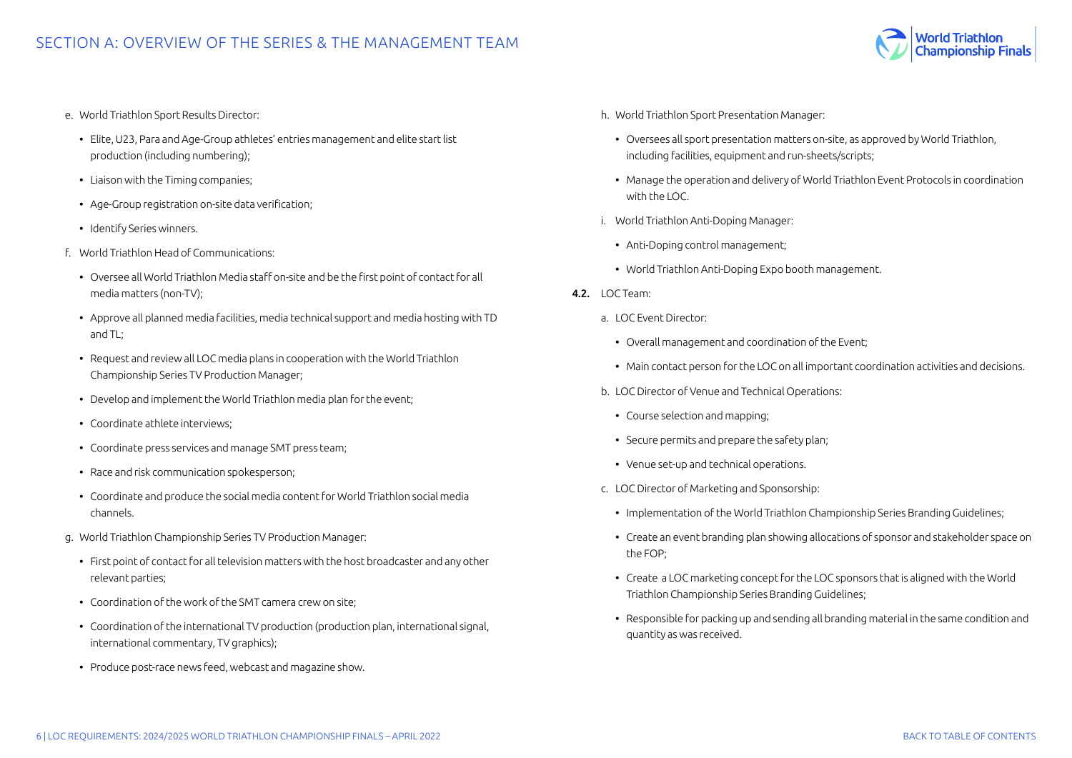e. World Triathlon Sport Results Director:

- Elite, U23, Para and Age-Group athletes' entries management and elite start list production (including numbering);
- Liaison with the Timing companies;
- Age-Group registration on-site data verification;
- Identify Series winners.

f. World Triathlon Head of Communications:

- Oversee all World Triathlon Media staff on-site and be the first point of contact for all media matters (non-TV);
- Approve all planned media facilities, media technical support and media hosting with TD and TL;
- Request and review all LOC media plans in cooperation with the World Triathlon Championship Series TV Production Manager;
- Develop and implement the World Triathlon media plan for the event;
- Coordinate athlete interviews;
- Coordinate press services and manage SMT press team;
- Race and risk communication spokesperson;
- Coordinate and produce the social media content for World Triathlon social media channels.

g. World Triathlon Championship Series TV Production Manager:

- First point of contact for all television matters with the host broadcaster and any other relevant parties;
- Coordination of the work of the SMT camera crew on site;
- Coordination of the international TV production (production plan, international signal, international commentary, TV graphics);
- Produce post-race news feed, webcast and magazine show.

h. World Triathlon Sport Presentation Manager:

- Oversees all sport presentation matters on-site, as approved by World Triathlon, including facilities, equipment and run-sheets/scripts;
- Manage the operation and delivery of World Triathlon Event Protocols in coordination with the LOC.

i. World Triathlon Anti-Doping Manager:

- Anti-Doping control management;
- World Triathlon Anti-Doping Expo booth management.

**4.2.** LOC Team:

a. LOC Event Director:

- Overall management and coordination of the Event;
- Main contact person for the LOC on all important coordination activities and decisions.

b. LOC Director of Venue and Technical Operations:

- Course selection and mapping;
- Secure permits and prepare the safety plan;
- Venue set-up and technical operations.

c. LOC Director of Marketing and Sponsorship:

- Implementation of the World Triathlon Championship Series Branding Guidelines;
- Create an event branding plan showing allocations of sponsor and stakeholder space on the FOP;
- Create a LOC marketing concept for the LOC sponsors that is aligned with the World Triathlon Championship Series Branding Guidelines;
- Responsible for packing up and sending all branding material in the same condition and quantity as was received.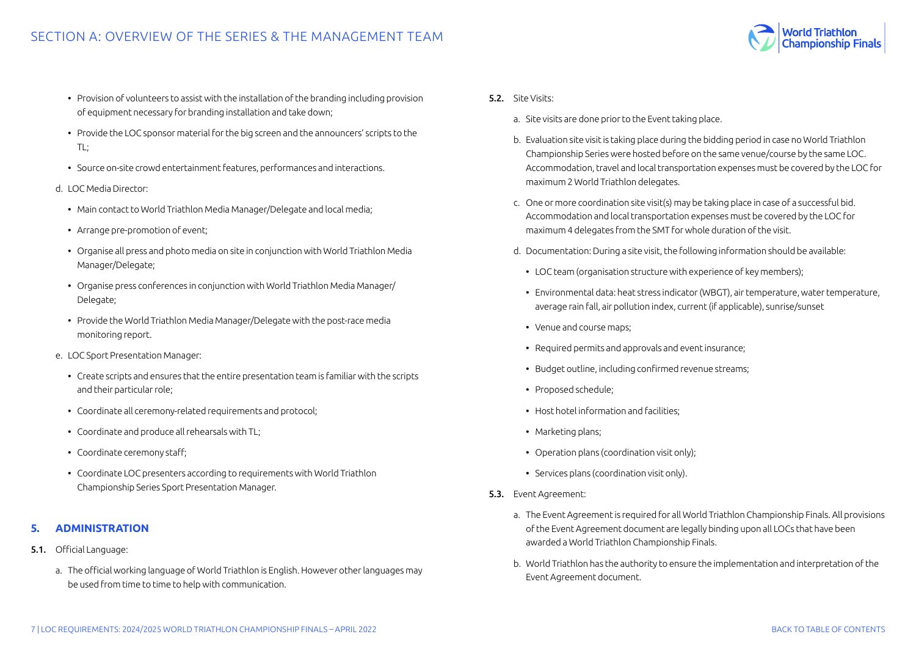- Provision of volunteers to assist with the installation of the branding including provision of equipment necessary for branding installation and take down;
- Provide the LOC sponsor material for the big screen and the announcers' scripts to the TL;
- Source on-site crowd entertainment features, performances and interactions.

d. LOC Media Director:

- Main contact to World Triathlon Media Manager/Delegate and local media;
- Arrange pre-promotion of event;
- Organise all press and photo media on site in conjunction with World Triathlon Media Manager/Delegate;
- Organise press conferences in conjunction with World Triathlon Media Manager/ Delegate;
- Provide the World Triathlon Media Manager/Delegate with the post-race media monitoring report.

e. LOC Sport Presentation Manager:

- Create scripts and ensures that the entire presentation team is familiar with the scripts and their particular role;
- Coordinate all ceremony-related requirements and protocol;
- Coordinate and produce all rehearsals with TL;
- Coordinate ceremony staff;
- Coordinate LOC presenters according to requirements with World Triathlon Championship Series Sport Presentation Manager.

## 5. ADMINISTRATION

**5.1.** Official Language:

a. The official working language of World Triathlon is English. However other languages may be used from time to time to help with communication.

**5.2.** Site Visits:

a. Site visits are done prior to the Event taking place.

b. Evaluation site visit is taking place during the bidding period in case no World Triathlon Championship Series were hosted before on the same venue/course by the same LOC. Accommodation, travel and local transportation expenses must be covered by the LOC for maximum 2 World Triathlon delegates.

c. One or more coordination site visit(s) may be taking place in case of a successful bid. Accommodation and local transportation expenses must be covered by the LOC for maximum 4 delegates from the SMT for whole duration of the visit.

d. Documentation: During a site visit, the following information should be available:

- LOC team (organisation structure with experience of key members);
- Environmental data: heat stress indicator (WBGT), air temperature, water temperature, average rain fall, air pollution index, current (if applicable), sunrise/sunset
- Venue and course maps;
- Required permits and approvals and event insurance;
- Budget outline, including confirmed revenue streams;
- Proposed schedule;
- Host hotel information and facilities;
- Marketing plans;
- Operation plans (coordination visit only);
- Services plans (coordination visit only).

**5.3.** Event Agreement:

a. The Event Agreement is required for all World Triathlon Championship Finals. All provisions of the Event Agreement document are legally binding upon all LOCs that have been awarded a World Triathlon Championship Finals.

b. World Triathlon has the authority to ensure the implementation and interpretation of the Event Agreement document.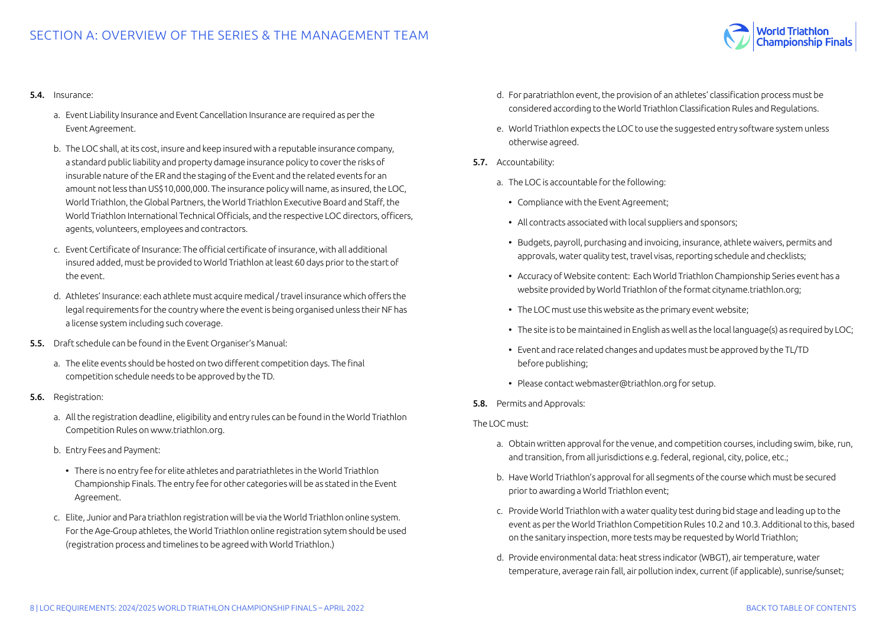**5.4.** Insurance:

a. Event Liability Insurance and Event Cancellation Insurance are required as per the Event Agreement.

b. The LOC shall, at its cost, insure and keep insured with a reputable insurance company, a standard public liability and property damage insurance policy to cover the risks of insurable nature of the ER and the staging of the Event and the related events for an amount not less than US$10,000,000. The insurance policy will name, as insured, the LOC, World Triathlon, the World Triathlon Executive Board and Staff, the Global Partners, the World Triathlon International Technical Officials, and the respective LOC directors, officers, agents, volunteers, employees and contractors.

c. Event Certificate of Insurance: The official certificate of insurance, with all additional insured added, must be provided to World Triathlon at least 60 days prior to the start of the event.

d. Athletes' Insurance: each athlete must acquire medical / travel insurance which offers the legal requirements for the country where the event is being organised unless their NF has a license system including such coverage.

**5.5.** Draft schedule can be found in the Event Organiser's Manual:

a. The elite events should be hosted on two different competition days. The final competition schedule needs to be approved by the TD.

**5.6.** Registration:

a. All the registration deadline, eligibility and entry rules can be found in the World Triathlon Competition Rules on www.triathlon.org.

b. Entry Fees and Payment:

- There is no entry fee for elite athletes and paratriathletes in the World Triathlon Championship Finals. The entry fee for other categories will be as stated in the Event Agreement.

c. Elite, Junior and Para triathlon registration will be via the World Triathlon online system. For the Age-Group athletes, the World Triathlon online registration sytem should be used (registration process and timelines to be agreed with World Triathlon.)

d. For paratriathlon event, the provision of an athletes' classification process must be considered according to the World Triathlon Classification Rules and Regulations.

e. World Triathlon expects the LOC to use the suggested entry software system unless otherwise agreed.

**5.7.** Accountability:

a. The LOC is accountable for the following:

- Compliance with the Event Agreement;
- All contracts associated with local suppliers and sponsors;
- Budgets, payroll, purchasing and invoicing, insurance, athlete waivers, permits and approvals, water quality test, travel visas, reporting schedule and checklists;
- Accuracy of Website content: Each World Triathlon Championship Series event has a website provided by World Triathlon of the format cityname.triathlon.org;
- The LOC must use this website as the primary event website;
- The site is to be maintained in English as well as the local language(s) as required by LOC;
- Event and race related changes and updates must be approved by the TL/TD before publishing;
- Please contact webmaster@triathlon.org for setup.

**5.8.** Permits and Approvals:

The LOC must:

a. Obtain written approval for the venue, and competition courses, including swim, bike, run, and transition, from all jurisdictions e.g. federal, regional, city, police, etc.;

b. Have World Triathlon's approval for all segments of the course which must be secured prior to awarding a World Triathlon event;

c. Provide World Triathlon with a water quality test during bid stage and leading up to the event as per the World Triathlon Competition Rules 10.2 and 10.3. Additional to this, based on the sanitary inspection, more tests may be requested by World Triathlon;

d. Provide environmental data: heat stress indicator (WBGT), air temperature, water temperature, average rain fall, air pollution index, current (if applicable), sunrise/sunset;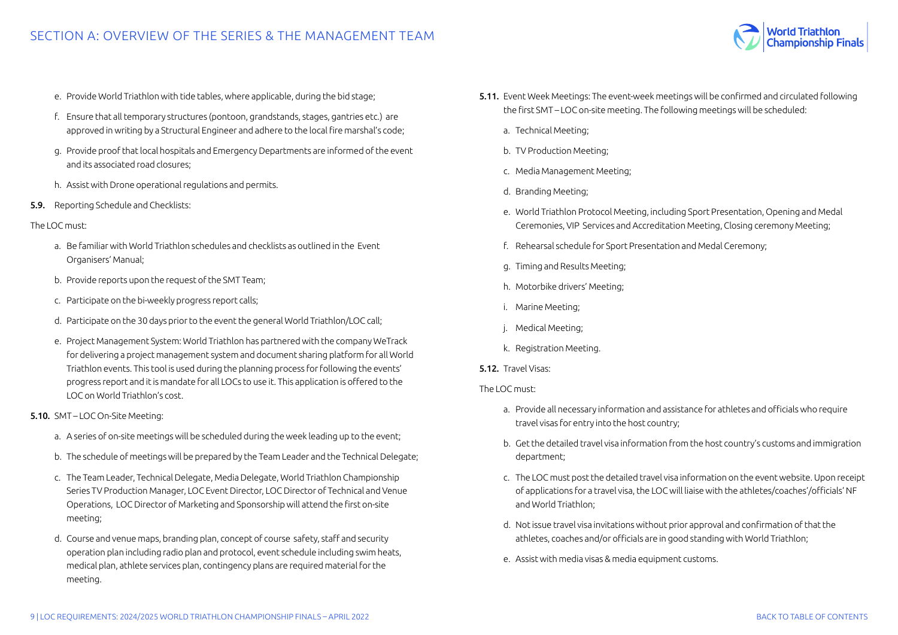e. Provide World Triathlon with tide tables, where applicable, during the bid stage;

f. Ensure that all temporary structures (pontoon, grandstands, stages, gantries etc.) are approved in writing by a Structural Engineer and adhere to the local fire marshal's code;

g. Provide proof that local hospitals and Emergency Departments are informed of the event and its associated road closures;

h. Assist with Drone operational regulations and permits.

**5.9.** Reporting Schedule and Checklists:

The LOC must:

a. Be familiar with World Triathlon schedules and checklists as outlined in the Event Organisers' Manual;

b. Provide reports upon the request of the SMT Team;

c. Participate on the bi-weekly progress report calls;

d. Participate on the 30 days prior to the event the general World Triathlon/LOC call;

e. Project Management System: World Triathlon has partnered with the company WeTrack for delivering a project management system and document sharing platform for all World Triathlon events. This tool is used during the planning process for following the events' progress report and it is mandate for all LOCs to use it. This application is offered to the LOC on World Triathlon's cost.

**5.10.** SMT – LOC On-Site Meeting:

a. A series of on-site meetings will be scheduled during the week leading up to the event;

b. The schedule of meetings will be prepared by the Team Leader and the Technical Delegate;

c. The Team Leader, Technical Delegate, Media Delegate, World Triathlon Championship Series TV Production Manager, LOC Event Director, LOC Director of Technical and Venue Operations, LOC Director of Marketing and Sponsorship will attend the first on-site meeting;

d. Course and venue maps, branding plan, concept of course safety, staff and security operation plan including radio plan and protocol, event schedule including swim heats, medical plan, athlete services plan, contingency plans are required material for the meeting.

**5.11.** Event Week Meetings: The event-week meetings will be confirmed and circulated following the first SMT – LOC on-site meeting. The following meetings will be scheduled:

a. Technical Meeting;

b. TV Production Meeting;

c. Media Management Meeting;

d. Branding Meeting;

e. World Triathlon Protocol Meeting, including Sport Presentation, Opening and Medal Ceremonies, VIP Services and Accreditation Meeting, Closing ceremony Meeting;

f. Rehearsal schedule for Sport Presentation and Medal Ceremony;

g. Timing and Results Meeting;

h. Motorbike drivers' Meeting;

i. Marine Meeting;

j. Medical Meeting;

k. Registration Meeting.

**5.12.** Travel Visas:

The LOC must:

a. Provide all necessary information and assistance for athletes and officials who require travel visas for entry into the host country;

b. Get the detailed travel visa information from the host country's customs and immigration department;

c. The LOC must post the detailed travel visa information on the event website. Upon receipt of applications for a travel visa, the LOC will liaise with the athletes/coaches'/officials' NF and World Triathlon;

d. Not issue travel visa invitations without prior approval and confirmation of that the athletes, coaches and/or officials are in good standing with World Triathlon;

e. Assist with media visas & media equipment customs.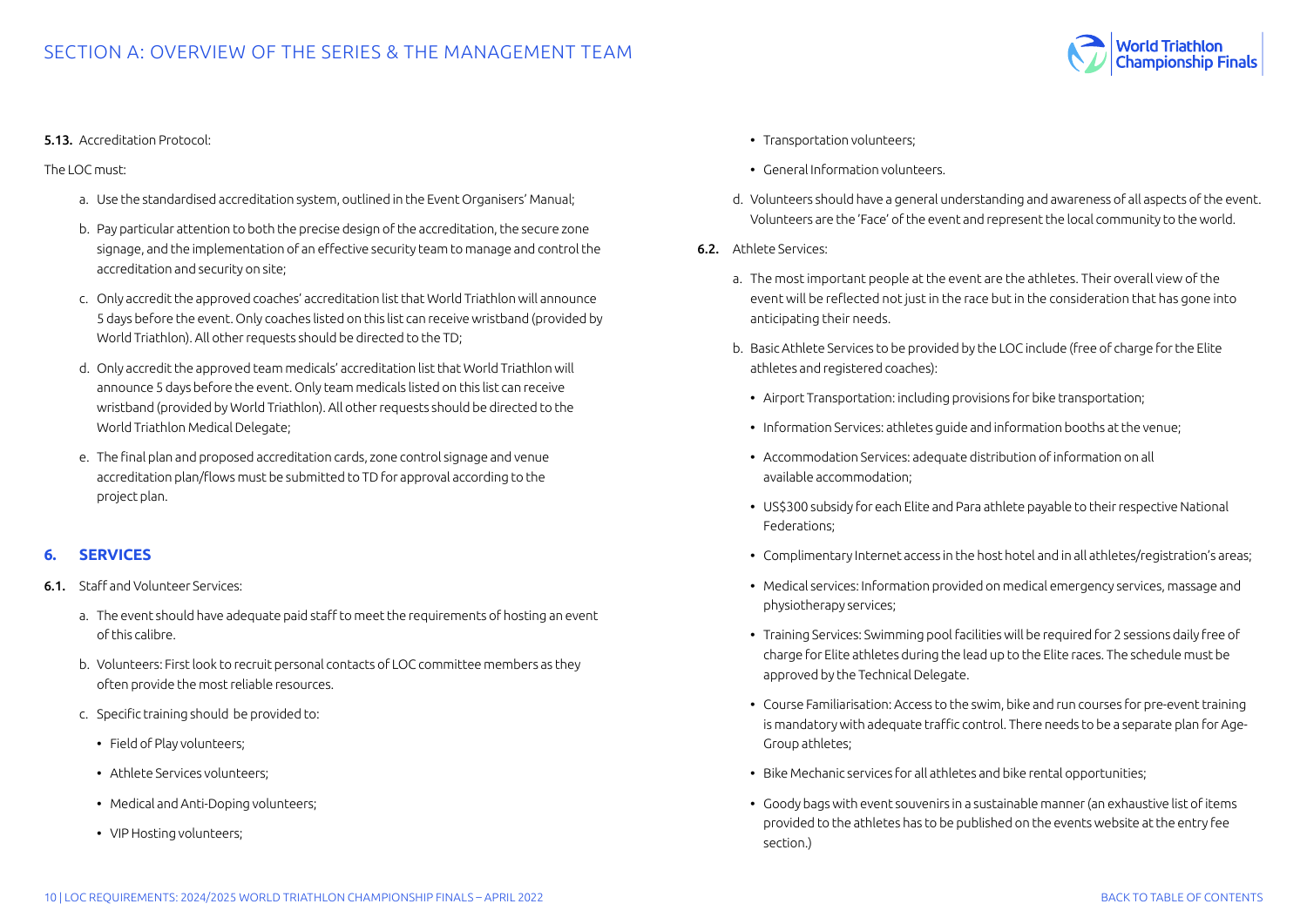**5.13.** Accreditation Protocol:

The LOC must:

a. Use the standardised accreditation system, outlined in the Event Organisers' Manual;

b. Pay particular attention to both the precise design of the accreditation, the secure zone signage, and the implementation of an effective security team to manage and control the accreditation and security on site;

c. Only accredit the approved coaches' accreditation list that World Triathlon will announce 5 days before the event. Only coaches listed on this list can receive wristband (provided by World Triathlon). All other requests should be directed to the TD;

d. Only accredit the approved team medicals' accreditation list that World Triathlon will announce 5 days before the event. Only team medicals listed on this list can receive wristband (provided by World Triathlon). All other requests should be directed to the World Triathlon Medical Delegate;

e. The final plan and proposed accreditation cards, zone control signage and venue accreditation plan/flows must be submitted to TD for approval according to the project plan.

## 6. SERVICES

**6.1.** Staff and Volunteer Services:

a. The event should have adequate paid staff to meet the requirements of hosting an event of this calibre.

b. Volunteers: First look to recruit personal contacts of LOC committee members as they often provide the most reliable resources.

c. Specific training should be provided to:

- Field of Play volunteers;
- Athlete Services volunteers;
- Medical and Anti-Doping volunteers;
- VIP Hosting volunteers;
- Transportation volunteers;
- General Information volunteers.

d. Volunteers should have a general understanding and awareness of all aspects of the event. Volunteers are the 'Face' of the event and represent the local community to the world.

**6.2.** Athlete Services:

a. The most important people at the event are the athletes. Their overall view of the event will be reflected not just in the race but in the consideration that has gone into anticipating their needs.

b. Basic Athlete Services to be provided by the LOC include (free of charge for the Elite athletes and registered coaches):

- Airport Transportation: including provisions for bike transportation;
- Information Services: athletes guide and information booths at the venue;
- Accommodation Services: adequate distribution of information on all available accommodation;
- US$300 subsidy for each Elite and Para athlete payable to their respective National Federations;
- Complimentary Internet access in the host hotel and in all athletes/registration's areas;
- Medical services: Information provided on medical emergency services, massage and physiotherapy services;
- Training Services: Swimming pool facilities will be required for 2 sessions daily free of charge for Elite athletes during the lead up to the Elite races. The schedule must be approved by the Technical Delegate.
- Course Familiarisation: Access to the swim, bike and run courses for pre-event training is mandatory with adequate traffic control. There needs to be a separate plan for Age-Group athletes;
- Bike Mechanic services for all athletes and bike rental opportunities;
- Goody bags with event souvenirs in a sustainable manner (an exhaustive list of items provided to the athletes has to be published on the events website at the entry fee section.)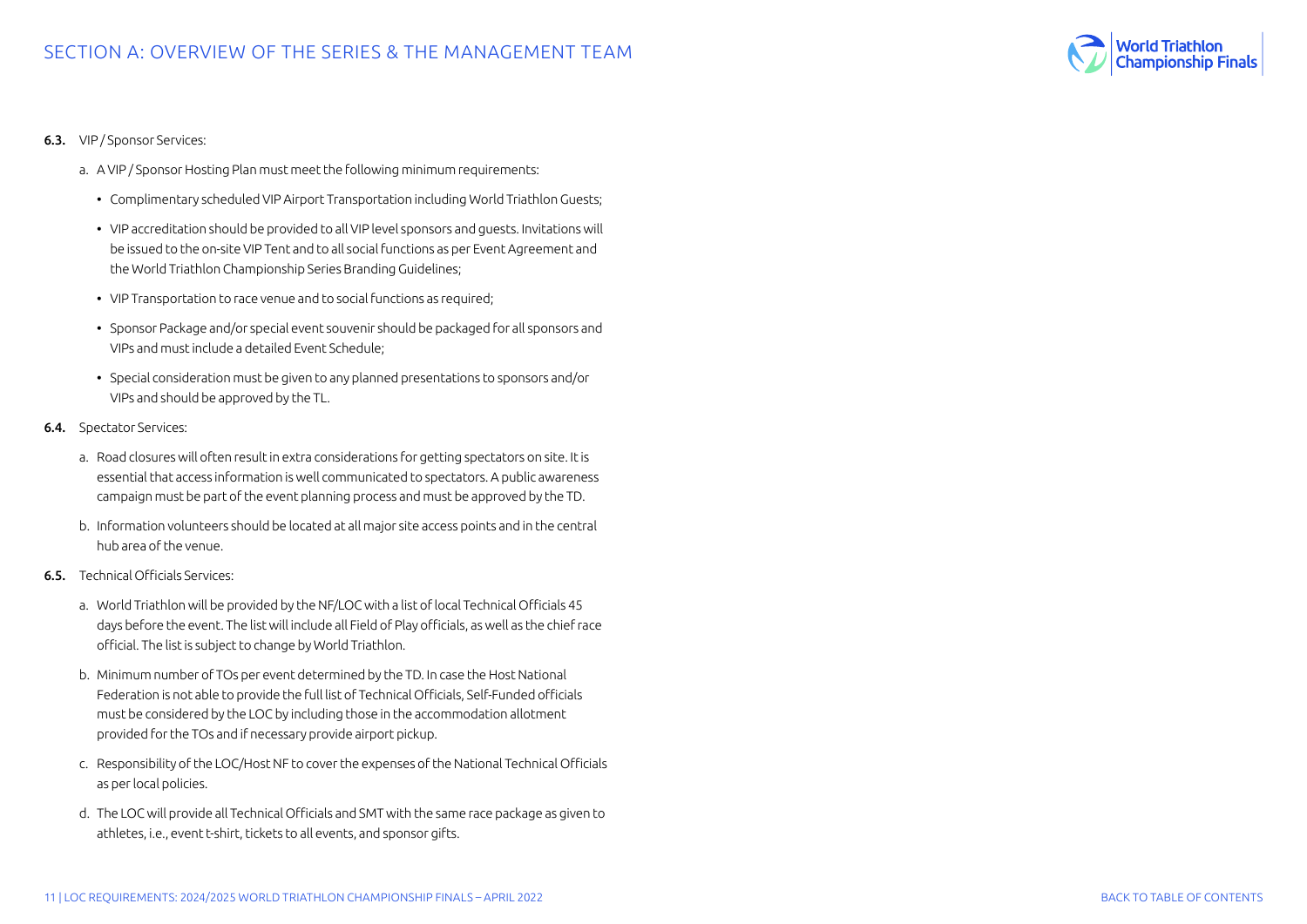**6.3.** VIP / Sponsor Services:

a. A VIP / Sponsor Hosting Plan must meet the following minimum requirements:

- Complimentary scheduled VIP Airport Transportation including World Triathlon Guests;
- VIP accreditation should be provided to all VIP level sponsors and guests. Invitations will be issued to the on-site VIP Tent and to all social functions as per Event Agreement and the World Triathlon Championship Series Branding Guidelines;
- VIP Transportation to race venue and to social functions as required;
- Sponsor Package and/or special event souvenir should be packaged for all sponsors and VIPs and must include a detailed Event Schedule;
- Special consideration must be given to any planned presentations to sponsors and/or VIPs and should be approved by the TL.

**6.4.** Spectator Services:

a. Road closures will often result in extra considerations for getting spectators on site. It is essential that access information is well communicated to spectators. A public awareness campaign must be part of the event planning process and must be approved by the TD.

b. Information volunteers should be located at all major site access points and in the central hub area of the venue.

**6.5.** Technical Officials Services:

a. World Triathlon will be provided by the NF/LOC with a list of local Technical Officials 45 days before the event. The list will include all Field of Play officials, as well as the chief race official. The list is subject to change by World Triathlon.

b. Minimum number of TOs per event determined by the TD. In case the Host National Federation is not able to provide the full list of Technical Officials, Self-Funded officials must be considered by the LOC by including those in the accommodation allotment provided for the TOs and if necessary provide airport pickup.

c. Responsibility of the LOC/Host NF to cover the expenses of the National Technical Officials as per local policies.

d. The LOC will provide all Technical Officials and SMT with the same race package as given to athletes, i.e., event t-shirt, tickets to all events, and sponsor gifts.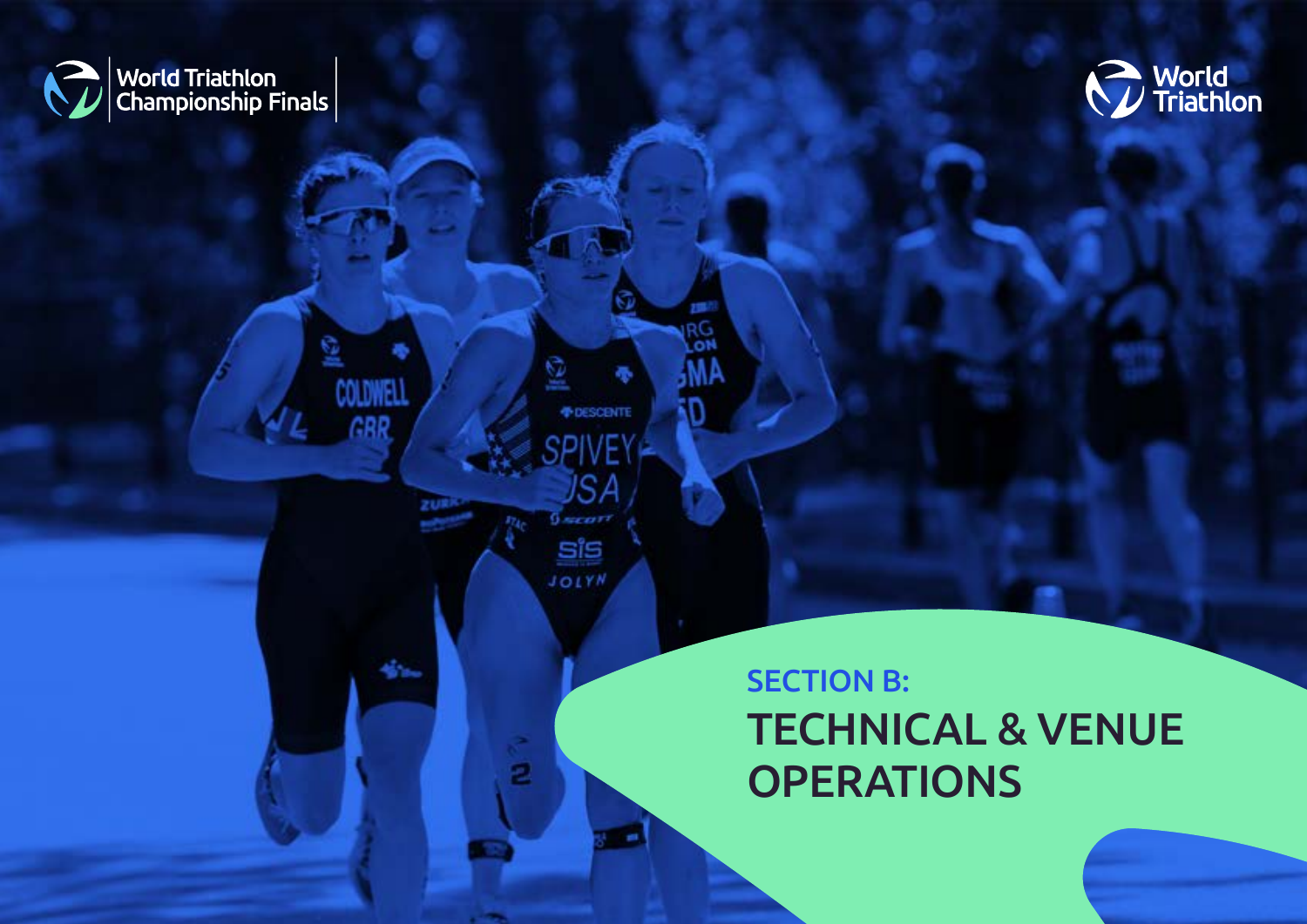## SECTION B:

# TECHNICAL & VENUE OPERATIONS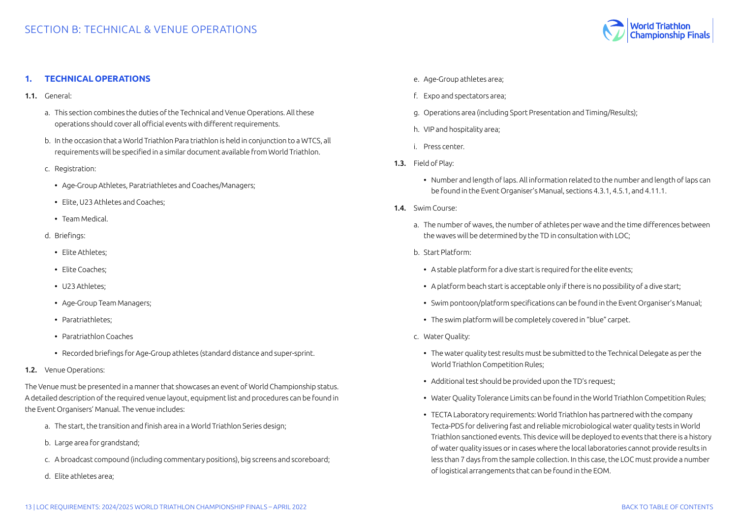# SECTION B: TECHNICAL & VENUE OPERATIONS

## 1. TECHNICAL OPERATIONS

**1.1.** General:

a. This section combines the duties of the Technical and Venue Operations. All these operations should cover all official events with different requirements.

b. In the occasion that a World Triathlon Para triathlon is held in conjunction to a WTCS, all requirements will be specified in a similar document available from World Triathlon.

c. Registration:

- Age-Group Athletes, Paratriathletes and Coaches/Managers;
- Elite, U23 Athletes and Coaches;
- Team Medical.

d. Briefings:

- Elite Athletes;
- Elite Coaches;
- U23 Athletes;
- Age-Group Team Managers;
- Paratriathletes;
- Paratriathlon Coaches
- Recorded briefings for Age-Group athletes (standard distance and super-sprint.

**1.2.** Venue Operations:

The Venue must be presented in a manner that showcases an event of World Championship status. A detailed description of the required venue layout, equipment list and procedures can be found in the Event Organisers' Manual. The venue includes:

a. The start, the transition and finish area in a World Triathlon Series design;

b. Large area for grandstand;

c. A broadcast compound (including commentary positions), big screens and scoreboard;

d. Elite athletes area;

e. Age-Group athletes area;

f. Expo and spectators area;

g. Operations area (including Sport Presentation and Timing/Results);

h. VIP and hospitality area;

i. Press center.

**1.3.** Field of Play:

- Number and length of laps. All information related to the number and length of laps can be found in the Event Organiser's Manual, sections 4.3.1, 4.5.1, and 4.11.1.

**1.4.** Swim Course:

a. The number of waves, the number of athletes per wave and the time differences between the waves will be determined by the TD in consultation with LOC;

b. Start Platform:

- A stable platform for a dive start is required for the elite events;
- A platform beach start is acceptable only if there is no possibility of a dive start;
- Swim pontoon/platform specifications can be found in the Event Organiser's Manual;
- The swim platform will be completely covered in "blue" carpet.

c. Water Quality:

- The water quality test results must be submitted to the Technical Delegate as per the World Triathlon Competition Rules;
- Additional test should be provided upon the TD's request;
- Water Quality Tolerance Limits can be found in the World Triathlon Competition Rules;
- TECTA Laboratory requirements: World Triathlon has partnered with the company Tecta-PDS for delivering fast and reliable microbiological water quality tests in World Triathlon sanctioned events. This device will be deployed to events that there is a history of water quality issues or in cases where the local laboratories cannot provide results in less than 7 days from the sample collection. In this case, the LOC must provide a number of logistical arrangements that can be found in the EOM.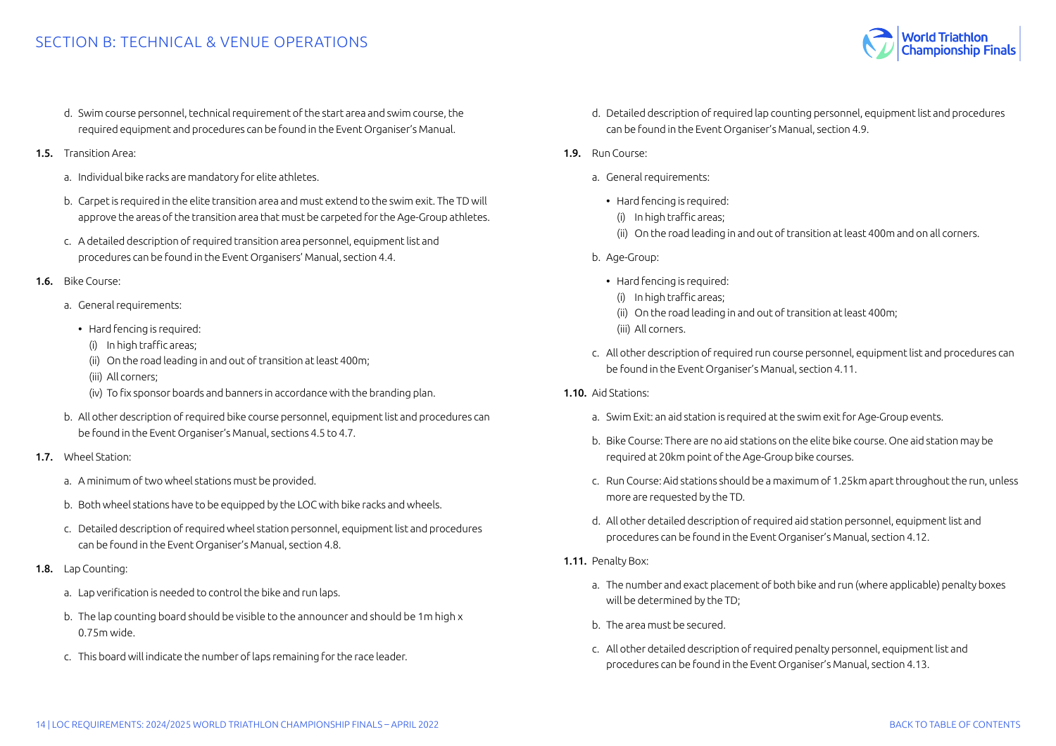d. Swim course personnel, technical requirement of the start area and swim course, the required equipment and procedures can be found in the Event Organiser's Manual.

**1.5.** Transition Area:

a. Individual bike racks are mandatory for elite athletes.

b. Carpet is required in the elite transition area and must extend to the swim exit. The TD will approve the areas of the transition area that must be carpeted for the Age-Group athletes.

c. A detailed description of required transition area personnel, equipment list and procedures can be found in the Event Organisers' Manual, section 4.4.

**1.6.** Bike Course:

a. General requirements:

- Hard fencing is required:
  (i) In high traffic areas;
  (ii) On the road leading in and out of transition at least 400m;
  (iii) All corners;
  (iv) To fix sponsor boards and banners in accordance with the branding plan.

b. All other description of required bike course personnel, equipment list and procedures can be found in the Event Organiser's Manual, sections 4.5 to 4.7.

**1.7.** Wheel Station:

a. A minimum of two wheel stations must be provided.

b. Both wheel stations have to be equipped by the LOC with bike racks and wheels.

c. Detailed description of required wheel station personnel, equipment list and procedures can be found in the Event Organiser's Manual, section 4.8.

**1.8.** Lap Counting:

a. Lap verification is needed to control the bike and run laps.

b. The lap counting board should be visible to the announcer and should be 1m high x 0.75m wide.

c. This board will indicate the number of laps remaining for the race leader.

d. Detailed description of required lap counting personnel, equipment list and procedures can be found in the Event Organiser's Manual, section 4.9.

**1.9.** Run Course:

a. General requirements:

- Hard fencing is required:
  (i) In high traffic areas;
  (ii) On the road leading in and out of transition at least 400m and on all corners.

b. Age-Group:

- Hard fencing is required:
  (i) In high traffic areas;
  (ii) On the road leading in and out of transition at least 400m;
  (iii) All corners.

c. All other description of required run course personnel, equipment list and procedures can be found in the Event Organiser's Manual, section 4.11.

**1.10.** Aid Stations:

a. Swim Exit: an aid station is required at the swim exit for Age-Group events.

b. Bike Course: There are no aid stations on the elite bike course. One aid station may be required at 20km point of the Age-Group bike courses.

c. Run Course: Aid stations should be a maximum of 1.25km apart throughout the run, unless more are requested by the TD.

d. All other detailed description of required aid station personnel, equipment list and procedures can be found in the Event Organiser's Manual, section 4.12.

**1.11.** Penalty Box:

a. The number and exact placement of both bike and run (where applicable) penalty boxes will be determined by the TD;

b. The area must be secured.

c. All other detailed description of required penalty personnel, equipment list and procedures can be found in the Event Organiser's Manual, section 4.13.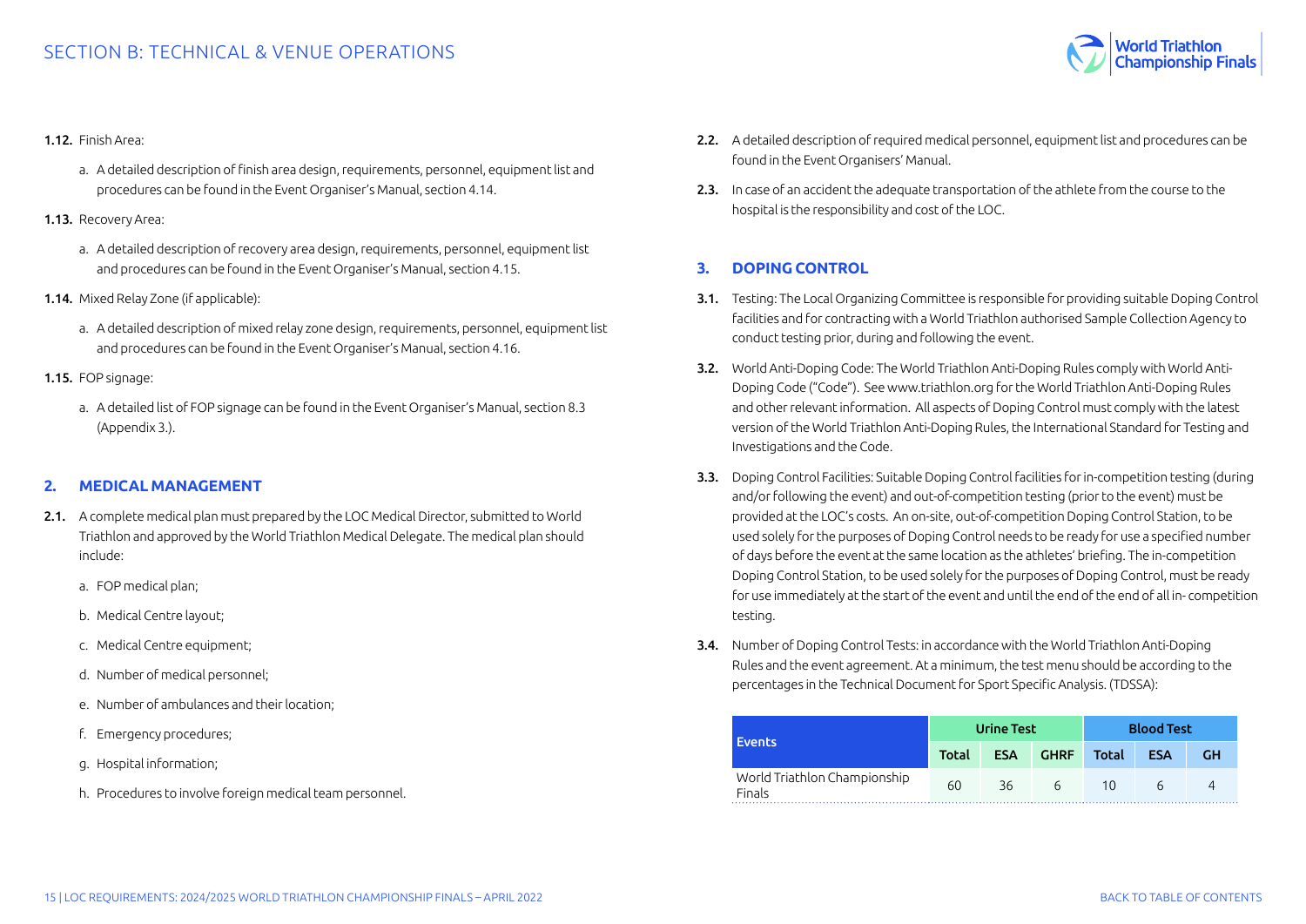**1.12.** Finish Area:

a. A detailed description of finish area design, requirements, personnel, equipment list and procedures can be found in the Event Organiser's Manual, section 4.14.

**1.13.** Recovery Area:

a. A detailed description of recovery area design, requirements, personnel, equipment list and procedures can be found in the Event Organiser's Manual, section 4.15.

**1.14.** Mixed Relay Zone (if applicable):

a. A detailed description of mixed relay zone design, requirements, personnel, equipment list and procedures can be found in the Event Organiser's Manual, section 4.16.

**1.15.** FOP signage:

a. A detailed list of FOP signage can be found in the Event Organiser's Manual, section 8.3 (Appendix 3.).

## 2. MEDICAL MANAGEMENT

**2.1.** A complete medical plan must prepared by the LOC Medical Director, submitted to World Triathlon and approved by the World Triathlon Medical Delegate. The medical plan should include:

a. FOP medical plan;

b. Medical Centre layout;

c. Medical Centre equipment;

d. Number of medical personnel;

e. Number of ambulances and their location;

f. Emergency procedures;

g. Hospital information;

h. Procedures to involve foreign medical team personnel.

**2.2.** A detailed description of required medical personnel, equipment list and procedures can be found in the Event Organisers' Manual.

**2.3.** In case of an accident the adequate transportation of the athlete from the course to the hospital is the responsibility and cost of the LOC.

## 3. DOPING CONTROL

**3.1.** Testing: The Local Organizing Committee is responsible for providing suitable Doping Control facilities and for contracting with a World Triathlon authorised Sample Collection Agency to conduct testing prior, during and following the event.

**3.2.** World Anti-Doping Code: The World Triathlon Anti-Doping Rules comply with World Anti-Doping Code ("Code"). See www.triathlon.org for the World Triathlon Anti-Doping Rules and other relevant information. All aspects of Doping Control must comply with the latest version of the World Triathlon Anti-Doping Rules, the International Standard for Testing and Investigations and the Code.

**3.3.** Doping Control Facilities: Suitable Doping Control facilities for in-competition testing (during and/or following the event) and out-of-competition testing (prior to the event) must be provided at the LOC's costs. An on-site, out-of-competition Doping Control Station, to be used solely for the purposes of Doping Control needs to be ready for use a specified number of days before the event at the same location as the athletes' briefing. The in-competition Doping Control Station, to be used solely for the purposes of Doping Control, must be ready for use immediately at the start of the event and until the end of the end of all in- competition testing.

**3.4.** Number of Doping Control Tests: in accordance with the World Triathlon Anti-Doping Rules and the event agreement. At a minimum, the test menu should be according to the percentages in the Technical Document for Sport Specific Analysis. (TDSSA):

| Events | Urine Test | | | Blood Test | | |
|---|---|---|---|---|---|---|
| | Total | ESA | GHRF | Total | ESA | GH |
| World Triathlon Championship Finals | 60 | 36 | 6 | 10 | 6 | 4 |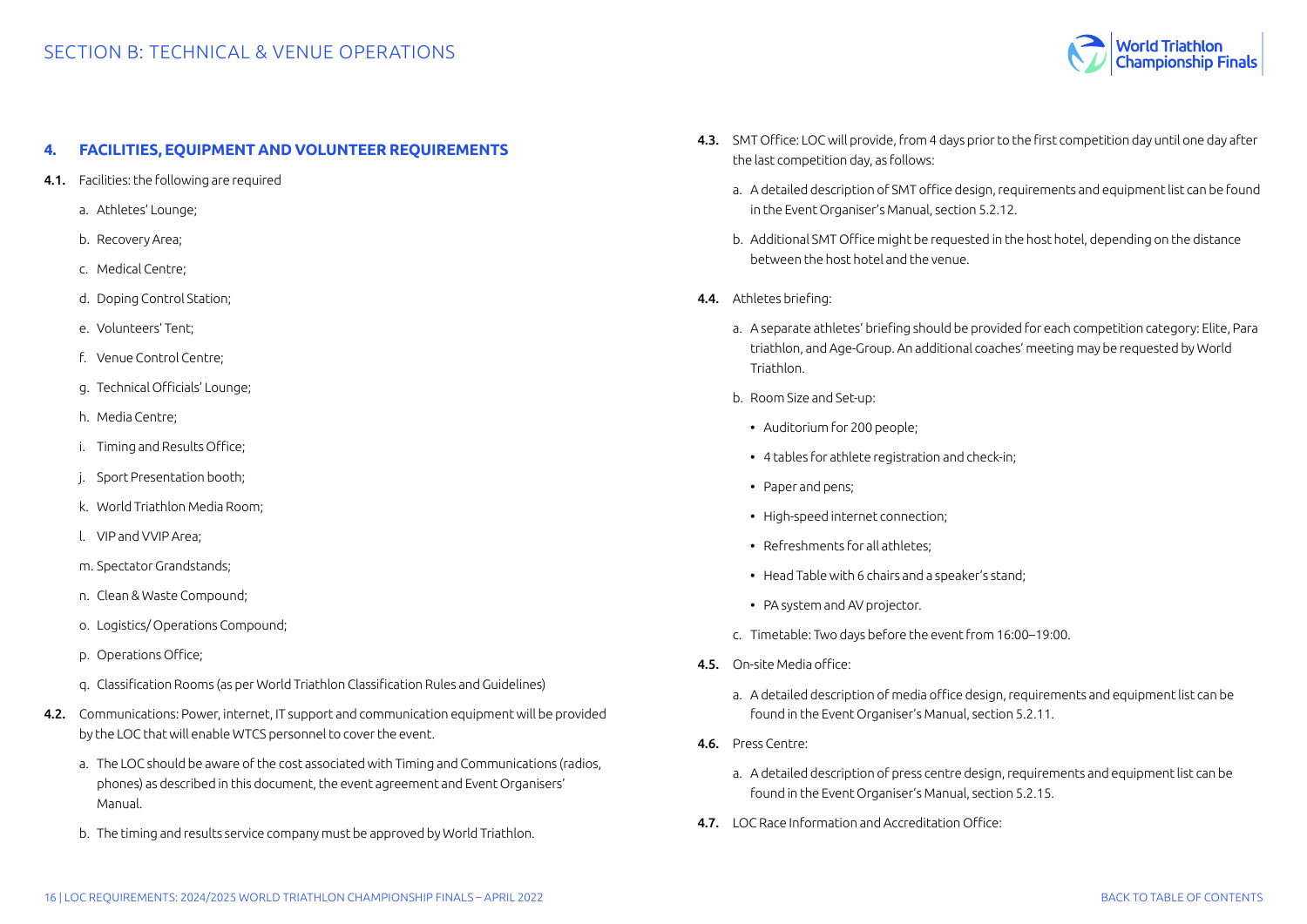## 4. FACILITIES, EQUIPMENT AND VOLUNTEER REQUIREMENTS

**4.1.** Facilities: the following are required

a. Athletes' Lounge;

b. Recovery Area;

c. Medical Centre;

d. Doping Control Station;

e. Volunteers' Tent;

f. Venue Control Centre;

g. Technical Officials' Lounge;

h. Media Centre;

i. Timing and Results Office;

j. Sport Presentation booth;

k. World Triathlon Media Room;

l. VIP and VVIP Area;

m. Spectator Grandstands;

n. Clean & Waste Compound;

o. Logistics/ Operations Compound;

p. Operations Office;

q. Classification Rooms (as per World Triathlon Classification Rules and Guidelines)

**4.2.** Communications: Power, internet, IT support and communication equipment will be provided by the LOC that will enable WTCS personnel to cover the event.

a. The LOC should be aware of the cost associated with Timing and Communications (radios, phones) as described in this document, the event agreement and Event Organisers' Manual.

b. The timing and results service company must be approved by World Triathlon.

**4.3.** SMT Office: LOC will provide, from 4 days prior to the first competition day until one day after the last competition day, as follows:

a. A detailed description of SMT office design, requirements and equipment list can be found in the Event Organiser's Manual, section 5.2.12.

b. Additional SMT Office might be requested in the host hotel, depending on the distance between the host hotel and the venue.

**4.4.** Athletes briefing:

a. A separate athletes' briefing should be provided for each competition category: Elite, Para triathlon, and Age-Group. An additional coaches' meeting may be requested by World Triathlon.

b. Room Size and Set-up:

- Auditorium for 200 people;
- 4 tables for athlete registration and check-in;
- Paper and pens;
- High-speed internet connection;
- Refreshments for all athletes;
- Head Table with 6 chairs and a speaker's stand;
- PA system and AV projector.

c. Timetable: Two days before the event from 16:00–19:00.

**4.5.** On-site Media office:

a. A detailed description of media office design, requirements and equipment list can be found in the Event Organiser's Manual, section 5.2.11.

**4.6.** Press Centre:

a. A detailed description of press centre design, requirements and equipment list can be found in the Event Organiser's Manual, section 5.2.15.

**4.7.** LOC Race Information and Accreditation Office: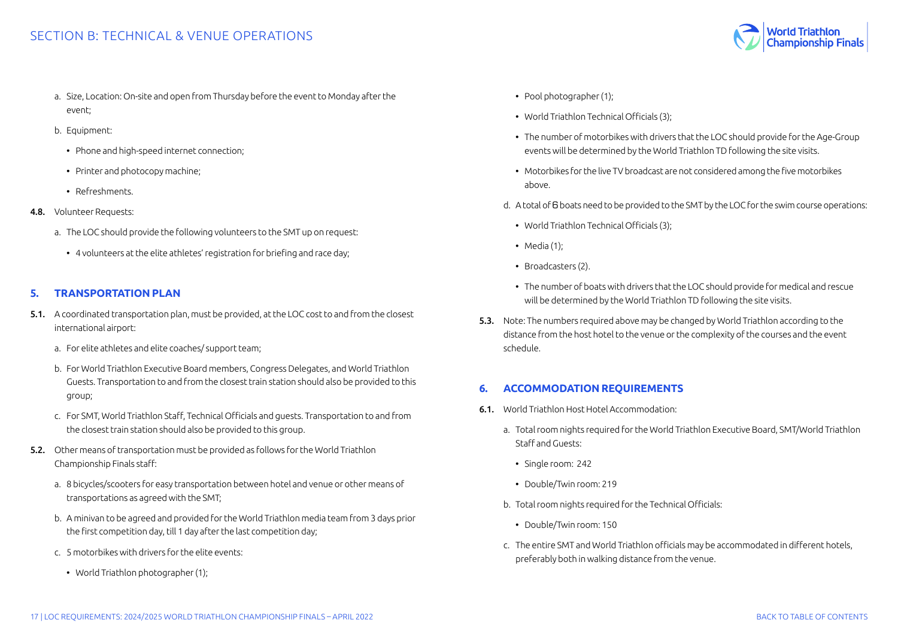a. Size, Location: On-site and open from Thursday before the event to Monday after the event;

b. Equipment:

- Phone and high-speed internet connection;
- Printer and photocopy machine;
- Refreshments.

**4.8.** Volunteer Requests:

a. The LOC should provide the following volunteers to the SMT up on request:

- 4 volunteers at the elite athletes' registration for briefing and race day;

## 5. TRANSPORTATION PLAN

**5.1.** A coordinated transportation plan, must be provided, at the LOC cost to and from the closest international airport:

a. For elite athletes and elite coaches/ support team;

b. For World Triathlon Executive Board members, Congress Delegates, and World Triathlon Guests. Transportation to and from the closest train station should also be provided to this group;

c. For SMT, World Triathlon Staff, Technical Officials and guests. Transportation to and from the closest train station should also be provided to this group.

**5.2.** Other means of transportation must be provided as follows for the World Triathlon Championship Finals staff:

a. 8 bicycles/scooters for easy transportation between hotel and venue or other means of transportations as agreed with the SMT;

b. A minivan to be agreed and provided for the World Triathlon media team from 3 days prior the first competition day, till 1 day after the last competition day;

c. 5 motorbikes with drivers for the elite events:

- World Triathlon photographer (1);
- Pool photographer (1);
- World Triathlon Technical Officials (3);
- The number of motorbikes with drivers that the LOC should provide for the Age-Group events will be determined by the World Triathlon TD following the site visits.
- Motorbikes for the live TV broadcast are not considered among the five motorbikes above.

d. A total of 6 boats need to be provided to the SMT by the LOC for the swim course operations:

- World Triathlon Technical Officials (3);
- Media (1);
- Broadcasters (2).
- The number of boats with drivers that the LOC should provide for medical and rescue will be determined by the World Triathlon TD following the site visits.

**5.3.** Note: The numbers required above may be changed by World Triathlon according to the distance from the host hotel to the venue or the complexity of the courses and the event schedule.

## 6. ACCOMMODATION REQUIREMENTS

**6.1.** World Triathlon Host Hotel Accommodation:

a. Total room nights required for the World Triathlon Executive Board, SMT/World Triathlon Staff and Guests:

- Single room: 242
- Double/Twin room: 219

b. Total room nights required for the Technical Officials:

- Double/Twin room: 150

c. The entire SMT and World Triathlon officials may be accommodated in different hotels, preferably both in walking distance from the venue.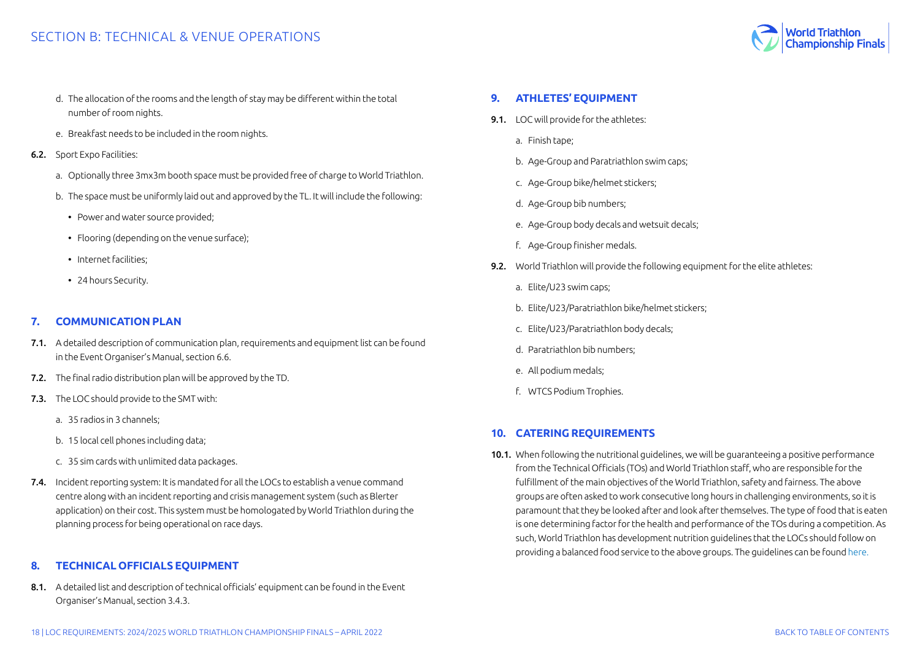d. The allocation of the rooms and the length of stay may be different within the total number of room nights.

e. Breakfast needs to be included in the room nights.

**6.2.** Sport Expo Facilities:

a. Optionally three 3mx3m booth space must be provided free of charge to World Triathlon.

b. The space must be uniformly laid out and approved by the TL. It will include the following:

- Power and water source provided;
- Flooring (depending on the venue surface);
- Internet facilities;
- 24 hours Security.

## 7. COMMUNICATION PLAN

**7.1.** A detailed description of communication plan, requirements and equipment list can be found in the Event Organiser's Manual, section 6.6.

**7.2.** The final radio distribution plan will be approved by the TD.

**7.3.** The LOC should provide to the SMT with:

a. 35 radios in 3 channels;

b. 15 local cell phones including data;

c. 35 sim cards with unlimited data packages.

**7.4.** Incident reporting system: It is mandated for all the LOCs to establish a venue command centre along with an incident reporting and crisis management system (such as Blerter application) on their cost. This system must be homologated by World Triathlon during the planning process for being operational on race days.

## 8. TECHNICAL OFFICIALS EQUIPMENT

**8.1.** A detailed list and description of technical officials' equipment can be found in the Event Organiser's Manual, section 3.4.3.

## 9. ATHLETES' EQUIPMENT

**9.1.** LOC will provide for the athletes:

a. Finish tape;

b. Age-Group and Paratriathlon swim caps;

c. Age-Group bike/helmet stickers;

d. Age-Group bib numbers;

e. Age-Group body decals and wetsuit decals;

f. Age-Group finisher medals.

**9.2.** World Triathlon will provide the following equipment for the elite athletes:

a. Elite/U23 swim caps;

b. Elite/U23/Paratriathlon bike/helmet stickers;

c. Elite/U23/Paratriathlon body decals;

d. Paratriathlon bib numbers;

e. All podium medals;

f. WTCS Podium Trophies.

## 10. CATERING REQUIREMENTS

**10.1.** When following the nutritional guidelines, we will be guaranteeing a positive performance from the Technical Officials (TOs) and World Triathlon staff, who are responsible for the fulfillment of the main objectives of the World Triathlon, safety and fairness. The above groups are often asked to work consecutive long hours in challenging environments, so it is paramount that they be looked after and look after themselves. The type of food that is eaten is one determining factor for the health and performance of the TOs during a competition. As such, World Triathlon has development nutrition guidelines that the LOCs should follow on providing a balanced food service to the above groups. The guidelines can be found here.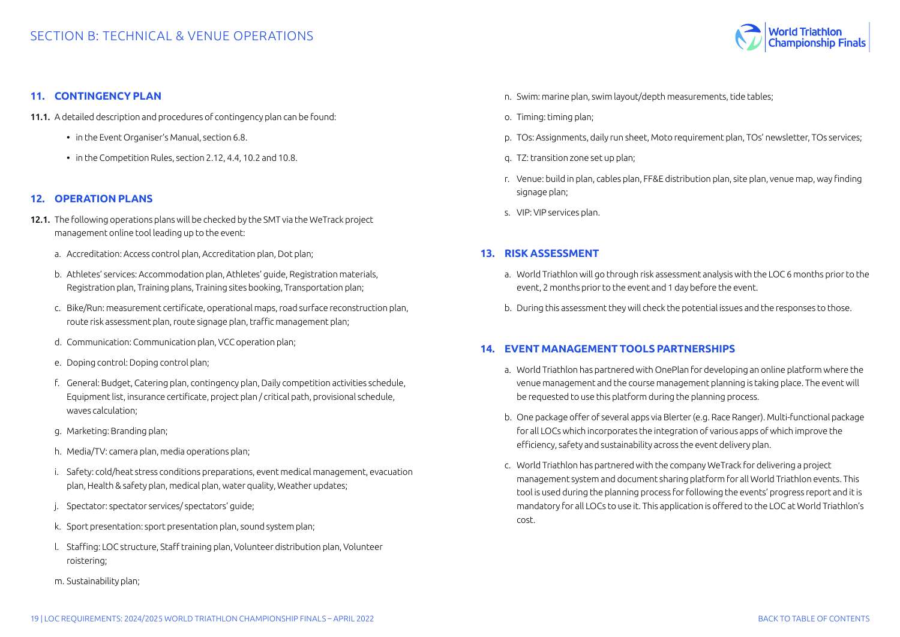## 11. CONTINGENCY PLAN

**11.1.** A detailed description and procedures of contingency plan can be found:

- in the Event Organiser's Manual, section 6.8.
- in the Competition Rules, section 2.12, 4.4, 10.2 and 10.8.

## 12. OPERATION PLANS

**12.1.** The following operations plans will be checked by the SMT via the WeTrack project management online tool leading up to the event:

a. Accreditation: Access control plan, Accreditation plan, Dot plan;

b. Athletes' services: Accommodation plan, Athletes' guide, Registration materials, Registration plan, Training plans, Training sites booking, Transportation plan;

c. Bike/Run: measurement certificate, operational maps, road surface reconstruction plan, route risk assessment plan, route signage plan, traffic management plan;

d. Communication: Communication plan, VCC operation plan;

e. Doping control: Doping control plan;

f. General: Budget, Catering plan, contingency plan, Daily competition activities schedule, Equipment list, insurance certificate, project plan / critical path, provisional schedule, waves calculation;

g. Marketing: Branding plan;

h. Media/TV: camera plan, media operations plan;

i. Safety: cold/heat stress conditions preparations, event medical management, evacuation plan, Health & safety plan, medical plan, water quality, Weather updates;

j. Spectator: spectator services/ spectators' guide;

k. Sport presentation: sport presentation plan, sound system plan;

l. Staffing: LOC structure, Staff training plan, Volunteer distribution plan, Volunteer roistering;

m. Sustainability plan;

n. Swim: marine plan, swim layout/depth measurements, tide tables;

o. Timing: timing plan;

p. TOs: Assignments, daily run sheet, Moto requirement plan, TOs' newsletter, TOs services;

q. TZ: transition zone set up plan;

r. Venue: build in plan, cables plan, FF&E distribution plan, site plan, venue map, way finding signage plan;

s. VIP: VIP services plan.

## 13. RISK ASSESSMENT

a. World Triathlon will go through risk assessment analysis with the LOC 6 months prior to the event, 2 months prior to the event and 1 day before the event.

b. During this assessment they will check the potential issues and the responses to those.

## 14. EVENT MANAGEMENT TOOLS PARTNERSHIPS

a. World Triathlon has partnered with OnePlan for developing an online platform where the venue management and the course management planning is taking place. The event will be requested to use this platform during the planning process.

b. One package offer of several apps via Blerter (e.g. Race Ranger). Multi-functional package for all LOCs which incorporates the integration of various apps of which improve the efficiency, safety and sustainability across the event delivery plan.

c. World Triathlon has partnered with the company WeTrack for delivering a project management system and document sharing platform for all World Triathlon events. This tool is used during the planning process for following the events' progress report and it is mandatory for all LOCs to use it. This application is offered to the LOC at World Triathlon's cost.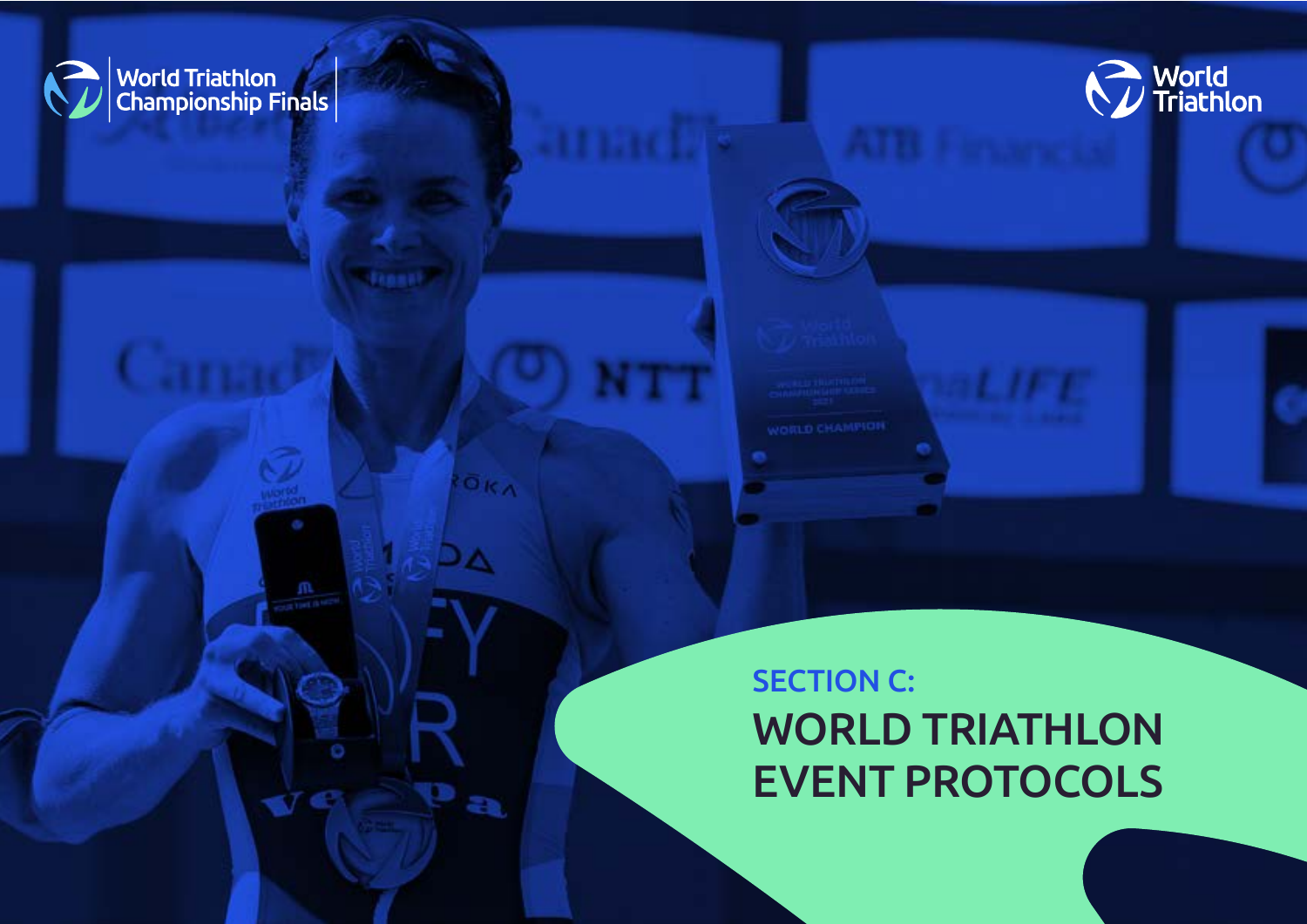# SECTION C:

# WORLD TRIATHLON EVENT PROTOCOLS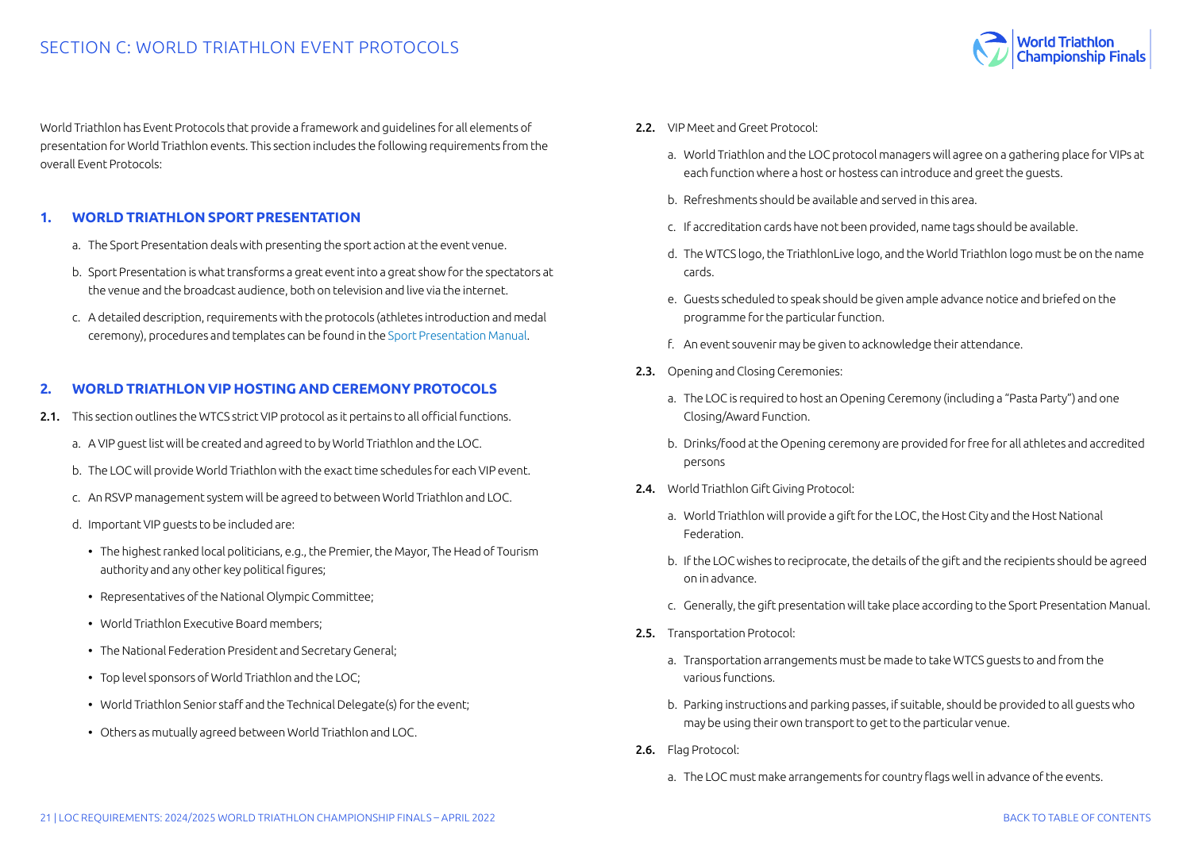# SECTION C: WORLD TRIATHLON EVENT PROTOCOLS

World Triathlon has Event Protocols that provide a framework and guidelines for all elements of presentation for World Triathlon events. This section includes the following requirements from the overall Event Protocols:

## 1. WORLD TRIATHLON SPORT PRESENTATION

a. The Sport Presentation deals with presenting the sport action at the event venue.

b. Sport Presentation is what transforms a great event into a great show for the spectators at the venue and the broadcast audience, both on television and live via the internet.

c. A detailed description, requirements with the protocols (athletes introduction and medal ceremony), procedures and templates can be found in the Sport Presentation Manual.

## 2. WORLD TRIATHLON VIP HOSTING AND CEREMONY PROTOCOLS

**2.1.** This section outlines the WTCS strict VIP protocol as it pertains to all official functions.

a. A VIP guest list will be created and agreed to by World Triathlon and the LOC.

b. The LOC will provide World Triathlon with the exact time schedules for each VIP event.

c. An RSVP management system will be agreed to between World Triathlon and LOC.

d. Important VIP guests to be included are:

- The highest ranked local politicians, e.g., the Premier, the Mayor, The Head of Tourism authority and any other key political figures;
- Representatives of the National Olympic Committee;
- World Triathlon Executive Board members;
- The National Federation President and Secretary General;
- Top level sponsors of World Triathlon and the LOC;
- World Triathlon Senior staff and the Technical Delegate(s) for the event;
- Others as mutually agreed between World Triathlon and LOC.

**2.2.** VIP Meet and Greet Protocol:

a. World Triathlon and the LOC protocol managers will agree on a gathering place for VIPs at each function where a host or hostess can introduce and greet the guests.

b. Refreshments should be available and served in this area.

c. If accreditation cards have not been provided, name tags should be available.

d. The WTCS logo, the TriathlonLive logo, and the World Triathlon logo must be on the name cards.

e. Guests scheduled to speak should be given ample advance notice and briefed on the programme for the particular function.

f. An event souvenir may be given to acknowledge their attendance.

**2.3.** Opening and Closing Ceremonies:

a. The LOC is required to host an Opening Ceremony (including a "Pasta Party") and one Closing/Award Function.

b. Drinks/food at the Opening ceremony are provided for free for all athletes and accredited persons

**2.4.** World Triathlon Gift Giving Protocol:

a. World Triathlon will provide a gift for the LOC, the Host City and the Host National Federation.

b. If the LOC wishes to reciprocate, the details of the gift and the recipients should be agreed on in advance.

c. Generally, the gift presentation will take place according to the Sport Presentation Manual.

**2.5.** Transportation Protocol:

a. Transportation arrangements must be made to take WTCS guests to and from the various functions.

b. Parking instructions and parking passes, if suitable, should be provided to all guests who may be using their own transport to get to the particular venue.

**2.6.** Flag Protocol:

a. The LOC must make arrangements for country flags well in advance of the events.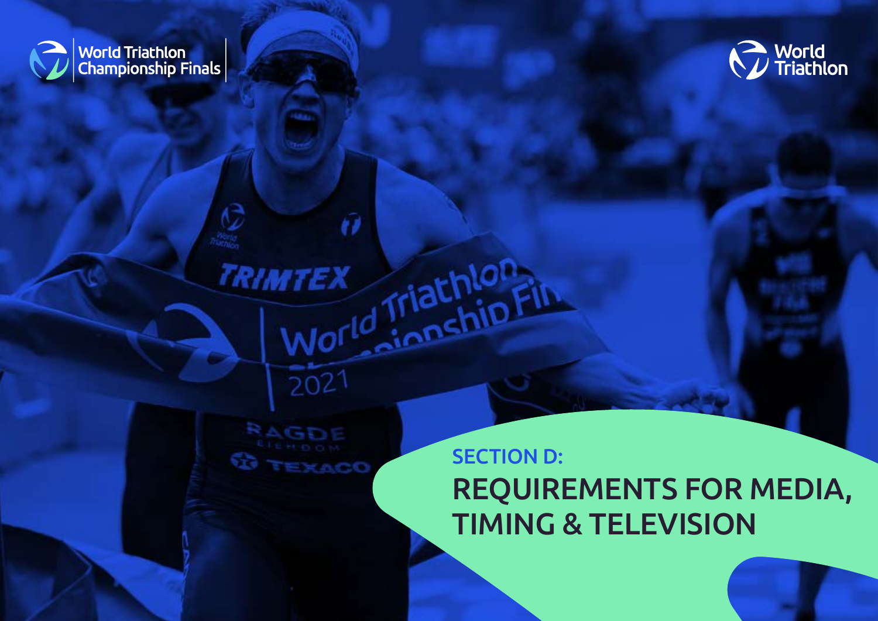## SECTION D:

# REQUIREMENTS FOR MEDIA, TIMING & TELEVISION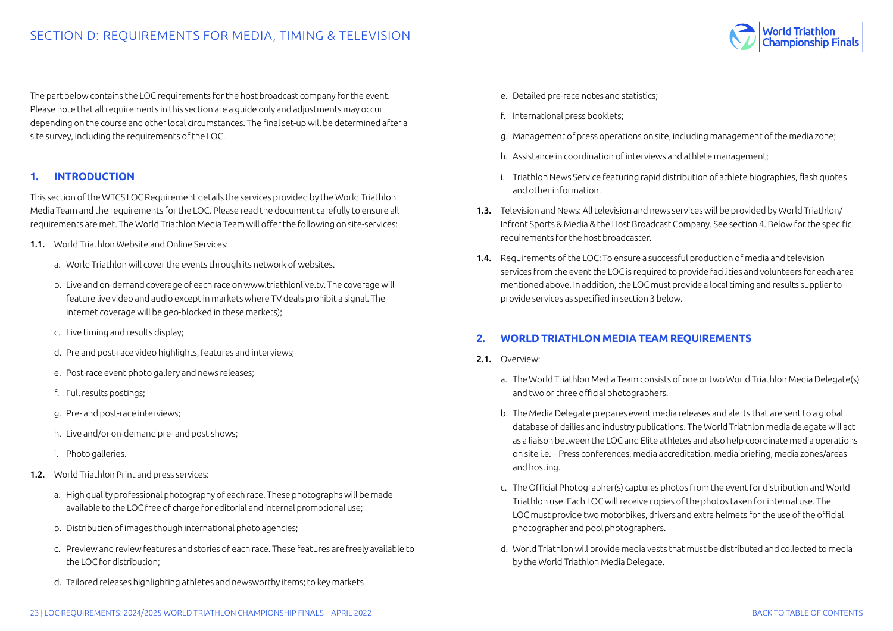# SECTION D: REQUIREMENTS FOR MEDIA, TIMING & TELEVISION

The part below contains the LOC requirements for the host broadcast company for the event. Please note that all requirements in this section are a guide only and adjustments may occur depending on the course and other local circumstances. The final set-up will be determined after a site survey, including the requirements of the LOC.

## 1. INTRODUCTION

This section of the WTCS LOC Requirement details the services provided by the World Triathlon Media Team and the requirements for the LOC. Please read the document carefully to ensure all requirements are met. The World Triathlon Media Team will offer the following on site-services:

**1.1.** World Triathlon Website and Online Services:

a. World Triathlon will cover the events through its network of websites.

b. Live and on-demand coverage of each race on www.triathlonlive.tv. The coverage will feature live video and audio except in markets where TV deals prohibit a signal. The internet coverage will be geo-blocked in these markets);

c. Live timing and results display;

d. Pre and post-race video highlights, features and interviews;

e. Post-race event photo gallery and news releases;

f. Full results postings;

g. Pre- and post-race interviews;

h. Live and/or on-demand pre- and post-shows;

i. Photo galleries.

**1.2.** World Triathlon Print and press services:

a. High quality professional photography of each race. These photographs will be made available to the LOC free of charge for editorial and internal promotional use;

b. Distribution of images though international photo agencies;

c. Preview and review features and stories of each race. These features are freely available to the LOC for distribution;

d. Tailored releases highlighting athletes and newsworthy items; to key markets

e. Detailed pre-race notes and statistics;

f. International press booklets;

g. Management of press operations on site, including management of the media zone;

h. Assistance in coordination of interviews and athlete management;

i. Triathlon News Service featuring rapid distribution of athlete biographies, flash quotes and other information.

**1.3.** Television and News: All television and news services will be provided by World Triathlon/ Infront Sports & Media & the Host Broadcast Company. See section 4. Below for the specific requirements for the host broadcaster.

**1.4.** Requirements of the LOC: To ensure a successful production of media and television services from the event the LOC is required to provide facilities and volunteers for each area mentioned above. In addition, the LOC must provide a local timing and results supplier to provide services as specified in section 3 below.

## 2. WORLD TRIATHLON MEDIA TEAM REQUIREMENTS

**2.1.** Overview:

a. The World Triathlon Media Team consists of one or two World Triathlon Media Delegate(s) and two or three official photographers.

b. The Media Delegate prepares event media releases and alerts that are sent to a global database of dailies and industry publications. The World Triathlon media delegate will act as a liaison between the LOC and Elite athletes and also help coordinate media operations on site i.e. – Press conferences, media accreditation, media briefing, media zones/areas and hosting.

c. The Official Photographer(s) captures photos from the event for distribution and World Triathlon use. Each LOC will receive copies of the photos taken for internal use. The LOC must provide two motorbikes, drivers and extra helmets for the use of the official photographer and pool photographers.

d. World Triathlon will provide media vests that must be distributed and collected to media by the World Triathlon Media Delegate.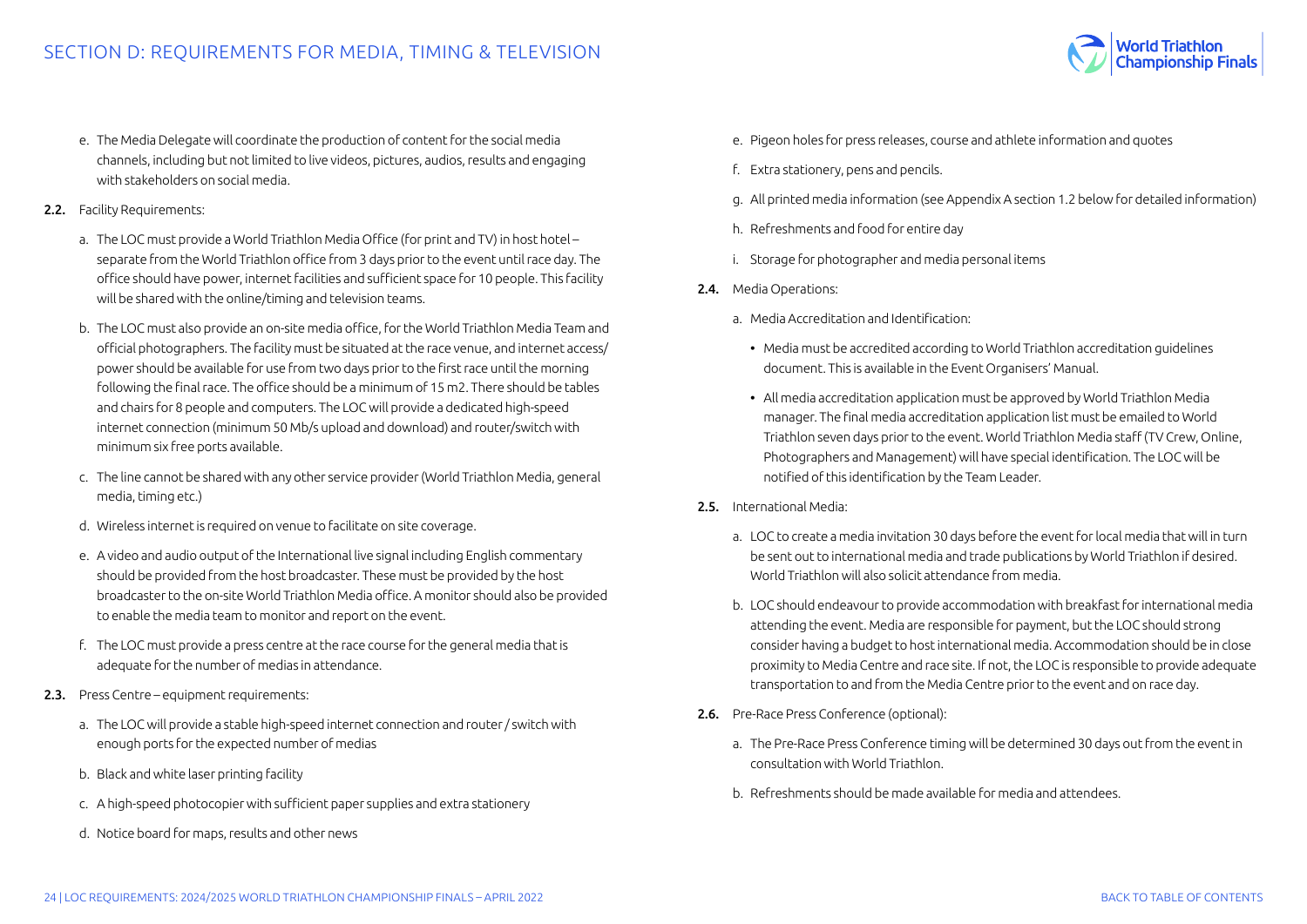e. The Media Delegate will coordinate the production of content for the social media channels, including but not limited to live videos, pictures, audios, results and engaging with stakeholders on social media.

**2.2.** Facility Requirements:

a. The LOC must provide a World Triathlon Media Office (for print and TV) in host hotel – separate from the World Triathlon office from 3 days prior to the event until race day. The office should have power, internet facilities and sufficient space for 10 people. This facility will be shared with the online/timing and television teams.

b. The LOC must also provide an on-site media office, for the World Triathlon Media Team and official photographers. The facility must be situated at the race venue, and internet access/ power should be available for use from two days prior to the first race until the morning following the final race. The office should be a minimum of 15 m2. There should be tables and chairs for 8 people and computers. The LOC will provide a dedicated high-speed internet connection (minimum 50 Mb/s upload and download) and router/switch with minimum six free ports available.

c. The line cannot be shared with any other service provider (World Triathlon Media, general media, timing etc.)

d. Wireless internet is required on venue to facilitate on site coverage.

e. A video and audio output of the International live signal including English commentary should be provided from the host broadcaster. These must be provided by the host broadcaster to the on-site World Triathlon Media office. A monitor should also be provided to enable the media team to monitor and report on the event.

f. The LOC must provide a press centre at the race course for the general media that is adequate for the number of medias in attendance.

**2.3.** Press Centre – equipment requirements:

a. The LOC will provide a stable high-speed internet connection and router / switch with enough ports for the expected number of medias

b. Black and white laser printing facility

c. A high-speed photocopier with sufficient paper supplies and extra stationery

d. Notice board for maps, results and other news

e. Pigeon holes for press releases, course and athlete information and quotes

f. Extra stationery, pens and pencils.

g. All printed media information (see Appendix A section 1.2 below for detailed information)

h. Refreshments and food for entire day

i. Storage for photographer and media personal items

**2.4.** Media Operations:

a. Media Accreditation and Identification:

- Media must be accredited according to World Triathlon accreditation guidelines document. This is available in the Event Organisers' Manual.
- All media accreditation application must be approved by World Triathlon Media manager. The final media accreditation application list must be emailed to World Triathlon seven days prior to the event. World Triathlon Media staff (TV Crew, Online, Photographers and Management) will have special identification. The LOC will be notified of this identification by the Team Leader.

**2.5.** International Media:

a. LOC to create a media invitation 30 days before the event for local media that will in turn be sent out to international media and trade publications by World Triathlon if desired. World Triathlon will also solicit attendance from media.

b. LOC should endeavour to provide accommodation with breakfast for international media attending the event. Media are responsible for payment, but the LOC should strong consider having a budget to host international media. Accommodation should be in close proximity to Media Centre and race site. If not, the LOC is responsible to provide adequate transportation to and from the Media Centre prior to the event and on race day.

**2.6.** Pre-Race Press Conference (optional):

a. The Pre-Race Press Conference timing will be determined 30 days out from the event in consultation with World Triathlon.

b. Refreshments should be made available for media and attendees.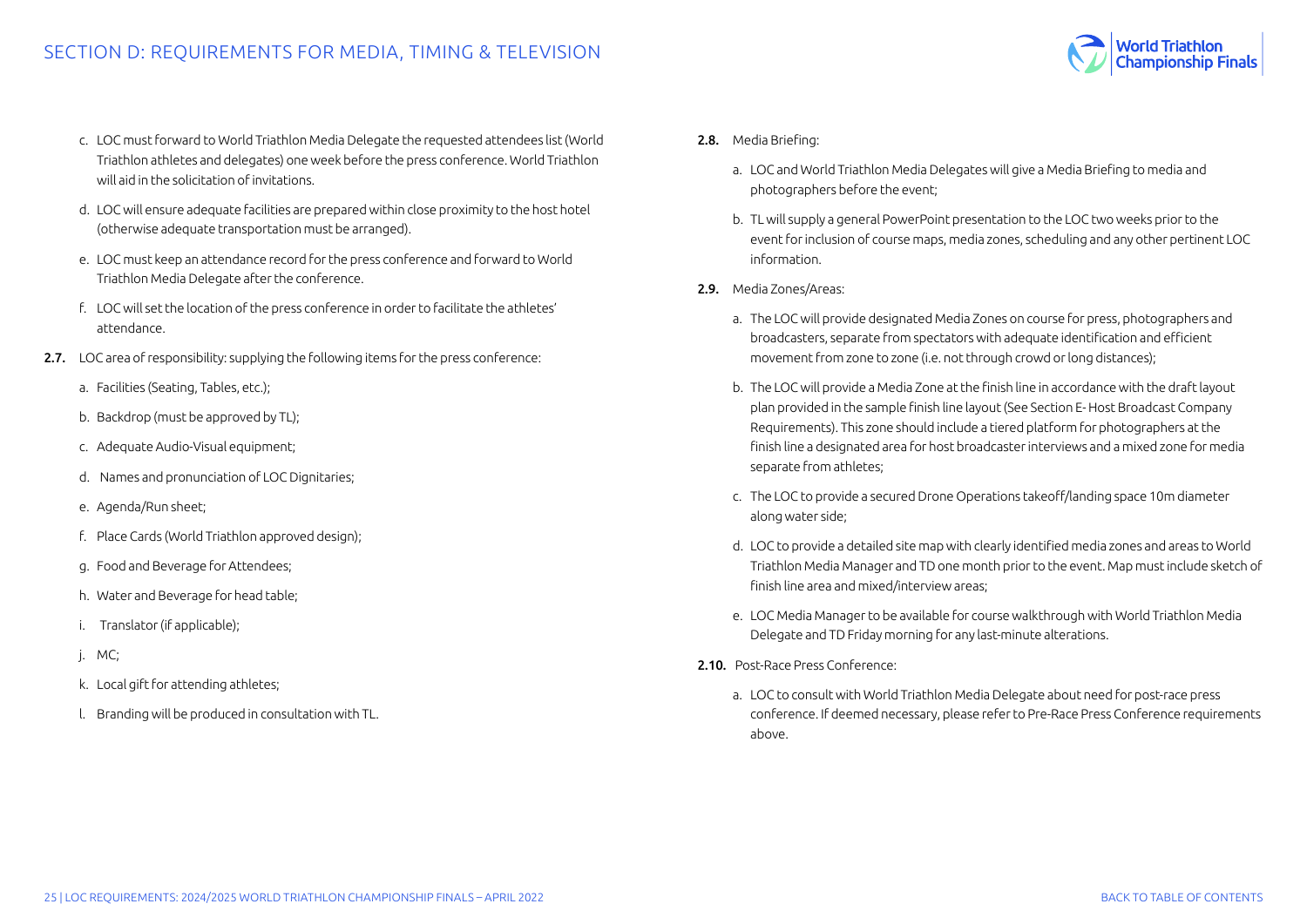c. LOC must forward to World Triathlon Media Delegate the requested attendees list (World Triathlon athletes and delegates) one week before the press conference. World Triathlon will aid in the solicitation of invitations.

d. LOC will ensure adequate facilities are prepared within close proximity to the host hotel (otherwise adequate transportation must be arranged).

e. LOC must keep an attendance record for the press conference and forward to World Triathlon Media Delegate after the conference.

f. LOC will set the location of the press conference in order to facilitate the athletes' attendance.

**2.7.** LOC area of responsibility: supplying the following items for the press conference:

a. Facilities (Seating, Tables, etc.);

b. Backdrop (must be approved by TL);

c. Adequate Audio-Visual equipment;

d. Names and pronunciation of LOC Dignitaries;

e. Agenda/Run sheet;

f. Place Cards (World Triathlon approved design);

g. Food and Beverage for Attendees;

h. Water and Beverage for head table;

i. Translator (if applicable);

j. MC;

k. Local gift for attending athletes;

l. Branding will be produced in consultation with TL.

**2.8.** Media Briefing:

a. LOC and World Triathlon Media Delegates will give a Media Briefing to media and photographers before the event;

b. TL will supply a general PowerPoint presentation to the LOC two weeks prior to the event for inclusion of course maps, media zones, scheduling and any other pertinent LOC information.

**2.9.** Media Zones/Areas:

a. The LOC will provide designated Media Zones on course for press, photographers and broadcasters, separate from spectators with adequate identification and efficient movement from zone to zone (i.e. not through crowd or long distances);

b. The LOC will provide a Media Zone at the finish line in accordance with the draft layout plan provided in the sample finish line layout (See Section E- Host Broadcast Company Requirements). This zone should include a tiered platform for photographers at the finish line a designated area for host broadcaster interviews and a mixed zone for media separate from athletes;

c. The LOC to provide a secured Drone Operations takeoff/landing space 10m diameter along water side;

d. LOC to provide a detailed site map with clearly identified media zones and areas to World Triathlon Media Manager and TD one month prior to the event. Map must include sketch of finish line area and mixed/interview areas;

e. LOC Media Manager to be available for course walkthrough with World Triathlon Media Delegate and TD Friday morning for any last-minute alterations.

**2.10.** Post-Race Press Conference:

a. LOC to consult with World Triathlon Media Delegate about need for post-race press conference. If deemed necessary, please refer to Pre-Race Press Conference requirements above.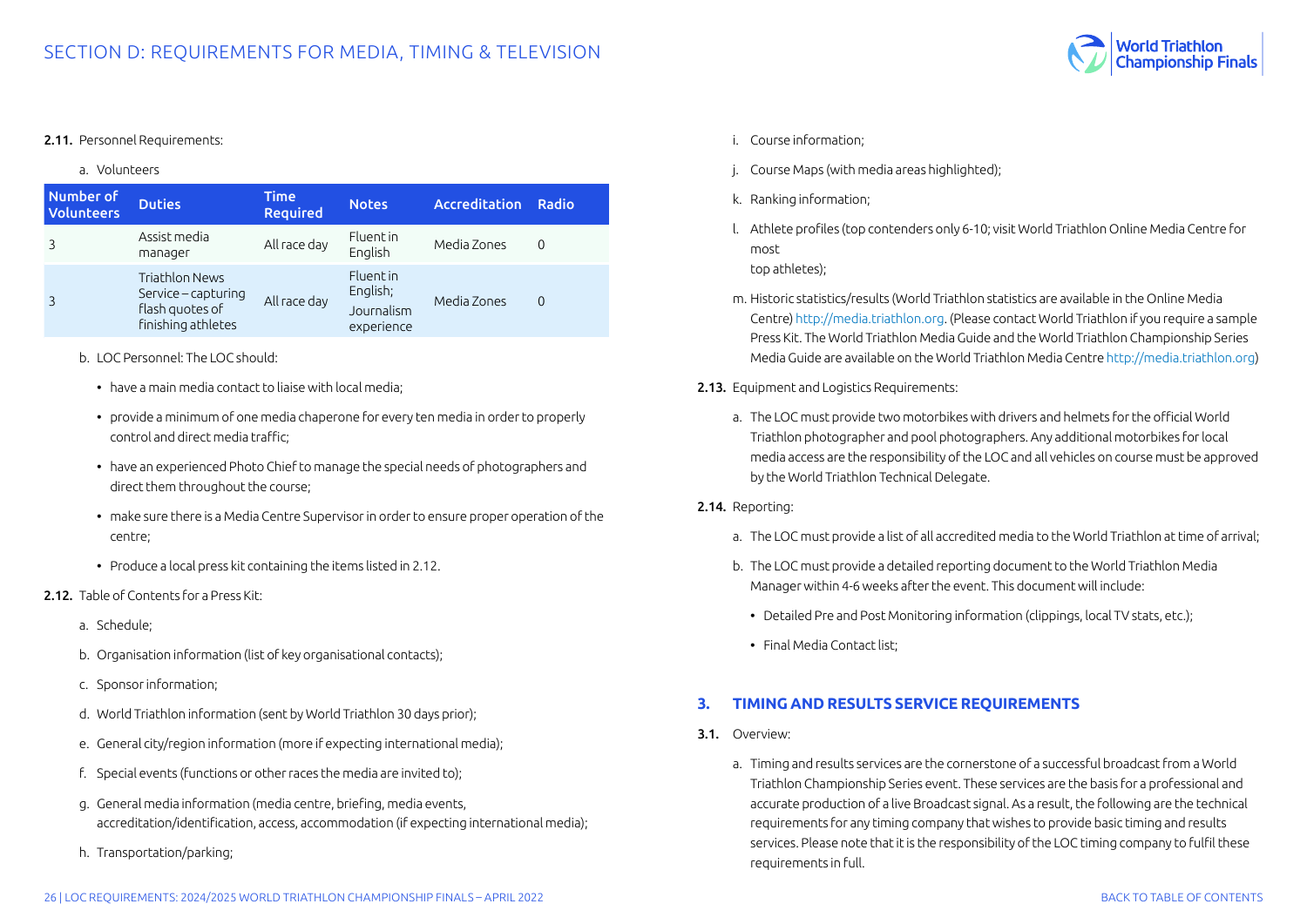## SECTION D: REQUIREMENTS FOR MEDIA, TIMING & TELEVISION

**2.11.** Personnel Requirements:

a. Volunteers

| Number of Volunteers | Duties | Time Required | Notes | Accreditation | Radio |
|---|---|---|---|---|---|
| 3 | Assist media manager | All race day | Fluent in English | Media Zones | 0 |
| 3 | Triathlon News Service – capturing flash quotes of finishing athletes | All race day | Fluent in English; Journalism experience | Media Zones | 0 |

b. LOC Personnel: The LOC should:

- have a main media contact to liaise with local media;
- provide a minimum of one media chaperone for every ten media in order to properly control and direct media traffic;
- have an experienced Photo Chief to manage the special needs of photographers and direct them throughout the course;
- make sure there is a Media Centre Supervisor in order to ensure proper operation of the centre;
- Produce a local press kit containing the items listed in 2.12.

**2.12.** Table of Contents for a Press Kit:

a. Schedule;

b. Organisation information (list of key organisational contacts);

c. Sponsor information;

d. World Triathlon information (sent by World Triathlon 30 days prior);

e. General city/region information (more if expecting international media);

f. Special events (functions or other races the media are invited to);

g. General media information (media centre, briefing, media events, accreditation/identification, access, accommodation (if expecting international media);

h. Transportation/parking;

i. Course information;

j. Course Maps (with media areas highlighted);

k. Ranking information;

l. Athlete profiles (top contenders only 6-10; visit World Triathlon Online Media Centre for most top athletes);

m. Historic statistics/results (World Triathlon statistics are available in the Online Media Centre) http://media.triathlon.org. (Please contact World Triathlon if you require a sample Press Kit. The World Triathlon Media Guide and the World Triathlon Championship Series Media Guide are available on the World Triathlon Media Centre http://media.triathlon.org)

**2.13.** Equipment and Logistics Requirements:

a. The LOC must provide two motorbikes with drivers and helmets for the official World Triathlon photographer and pool photographers. Any additional motorbikes for local media access are the responsibility of the LOC and all vehicles on course must be approved by the World Triathlon Technical Delegate.

**2.14.** Reporting:

a. The LOC must provide a list of all accredited media to the World Triathlon at time of arrival;

b. The LOC must provide a detailed reporting document to the World Triathlon Media Manager within 4-6 weeks after the event. This document will include:

- Detailed Pre and Post Monitoring information (clippings, local TV stats, etc.);
- Final Media Contact list;

### 3. TIMING AND RESULTS SERVICE REQUIREMENTS

**3.1.** Overview:

a. Timing and results services are the cornerstone of a successful broadcast from a World Triathlon Championship Series event. These services are the basis for a professional and accurate production of a live Broadcast signal. As a result, the following are the technical requirements for any timing company that wishes to provide basic timing and results services. Please note that it is the responsibility of the LOC timing company to fulfil these requirements in full.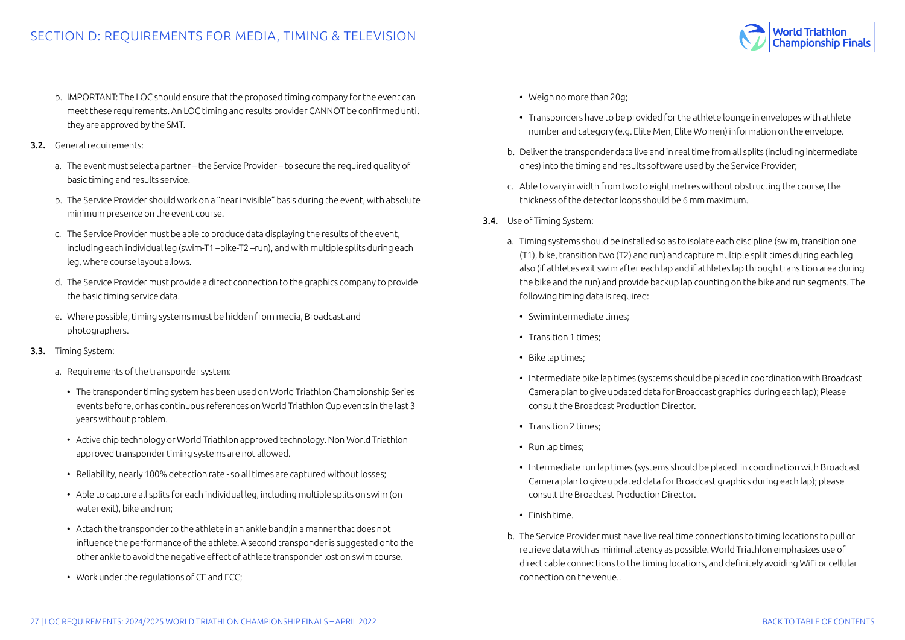b. IMPORTANT: The LOC should ensure that the proposed timing company for the event can meet these requirements. An LOC timing and results provider CANNOT be confirmed until they are approved by the SMT.

**3.2.** General requirements:

a. The event must select a partner – the Service Provider – to secure the required quality of basic timing and results service.

b. The Service Provider should work on a "near invisible" basis during the event, with absolute minimum presence on the event course.

c. The Service Provider must be able to produce data displaying the results of the event, including each individual leg (swim-T1 –bike-T2 –run), and with multiple splits during each leg, where course layout allows.

d. The Service Provider must provide a direct connection to the graphics company to provide the basic timing service data.

e. Where possible, timing systems must be hidden from media, Broadcast and photographers.

**3.3.** Timing System:

a. Requirements of the transponder system:

- The transponder timing system has been used on World Triathlon Championship Series events before, or has continuous references on World Triathlon Cup events in the last 3 years without problem.
- Active chip technology or World Triathlon approved technology. Non World Triathlon approved transponder timing systems are not allowed.
- Reliability, nearly 100% detection rate - so all times are captured without losses;
- Able to capture all splits for each individual leg, including multiple splits on swim (on water exit), bike and run;
- Attach the transponder to the athlete in an ankle band;in a manner that does not influence the performance of the athlete. A second transponder is suggested onto the other ankle to avoid the negative effect of athlete transponder lost on swim course.
- Work under the regulations of CE and FCC;
- Weigh no more than 20g;
- Transponders have to be provided for the athlete lounge in envelopes with athlete number and category (e.g. Elite Men, Elite Women) information on the envelope.

b. Deliver the transponder data live and in real time from all splits (including intermediate ones) into the timing and results software used by the Service Provider;

c. Able to vary in width from two to eight metres without obstructing the course, the thickness of the detector loops should be 6 mm maximum.

**3.4.** Use of Timing System:

a. Timing systems should be installed so as to isolate each discipline (swim, transition one (T1), bike, transition two (T2) and run) and capture multiple split times during each leg also (if athletes exit swim after each lap and if athletes lap through transition area during the bike and the run) and provide backup lap counting on the bike and run segments. The following timing data is required:

- Swim intermediate times;
- Transition 1 times;
- Bike lap times;
- Intermediate bike lap times (systems should be placed in coordination with Broadcast Camera plan to give updated data for Broadcast graphics during each lap); Please consult the Broadcast Production Director.
- Transition 2 times;
- Run lap times;
- Intermediate run lap times (systems should be placed in coordination with Broadcast Camera plan to give updated data for Broadcast graphics during each lap); please consult the Broadcast Production Director.
- Finish time.

b. The Service Provider must have live real time connections to timing locations to pull or retrieve data with as minimal latency as possible. World Triathlon emphasizes use of direct cable connections to the timing locations, and definitely avoiding WiFi or cellular connection on the venue..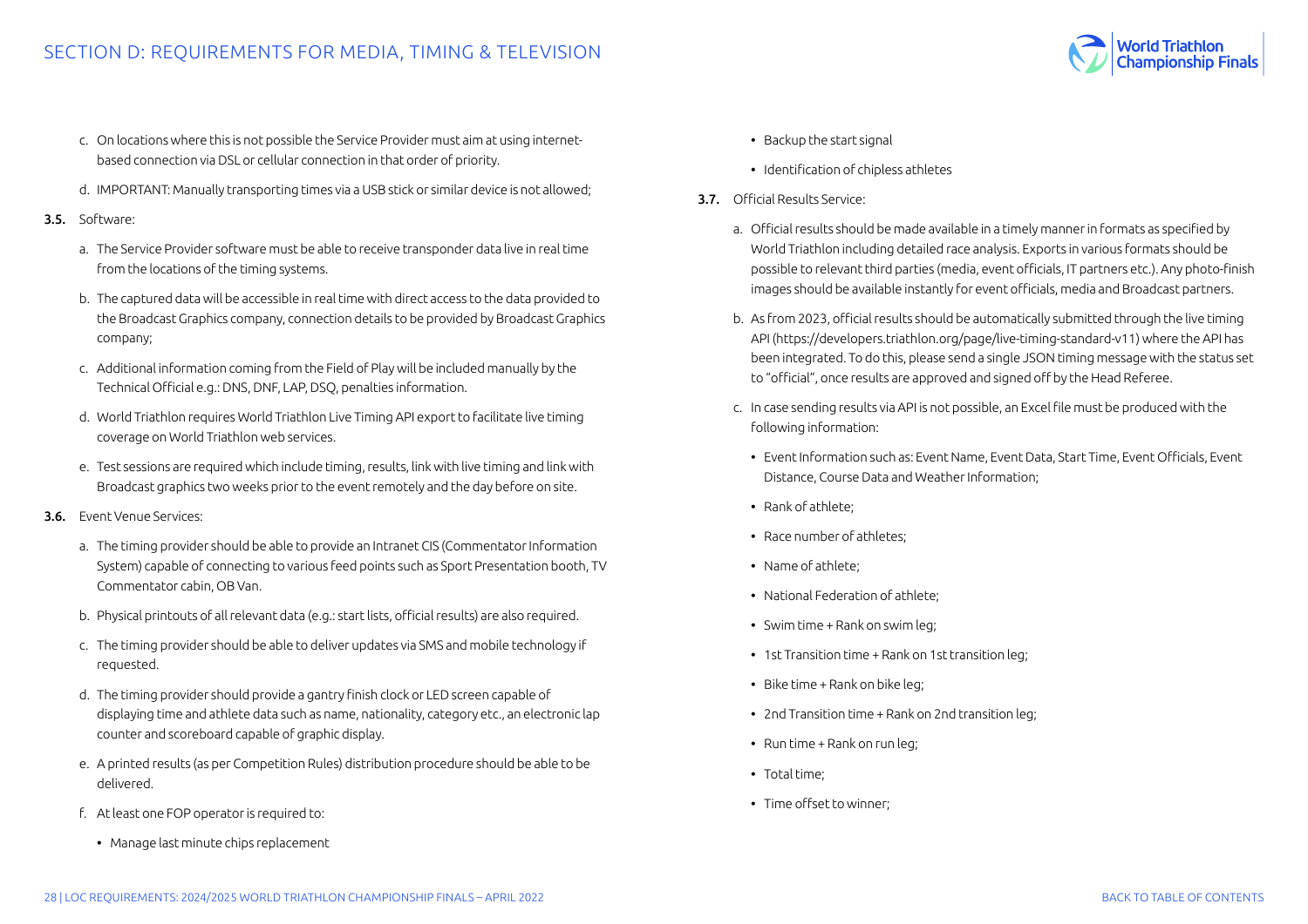c. On locations where this is not possible the Service Provider must aim at using internet-based connection via DSL or cellular connection in that order of priority.

d. IMPORTANT: Manually transporting times via a USB stick or similar device is not allowed;

**3.5.** Software:

a. The Service Provider software must be able to receive transponder data live in real time from the locations of the timing systems.

b. The captured data will be accessible in real time with direct access to the data provided to the Broadcast Graphics company, connection details to be provided by Broadcast Graphics company;

c. Additional information coming from the Field of Play will be included manually by the Technical Official e.g.: DNS, DNF, LAP, DSQ, penalties information.

d. World Triathlon requires World Triathlon Live Timing API export to facilitate live timing coverage on World Triathlon web services.

e. Test sessions are required which include timing, results, link with live timing and link with Broadcast graphics two weeks prior to the event remotely and the day before on site.

**3.6.** Event Venue Services:

a. The timing provider should be able to provide an Intranet CIS (Commentator Information System) capable of connecting to various feed points such as Sport Presentation booth, TV Commentator cabin, OB Van.

b. Physical printouts of all relevant data (e.g.: start lists, official results) are also required.

c. The timing provider should be able to deliver updates via SMS and mobile technology if requested.

d. The timing provider should provide a gantry finish clock or LED screen capable of displaying time and athlete data such as name, nationality, category etc., an electronic lap counter and scoreboard capable of graphic display.

e. A printed results (as per Competition Rules) distribution procedure should be able to be delivered.

f. At least one FOP operator is required to:

- Manage last minute chips replacement
- Backup the start signal
- Identification of chipless athletes

**3.7.** Official Results Service:

a. Official results should be made available in a timely manner in formats as specified by World Triathlon including detailed race analysis. Exports in various formats should be possible to relevant third parties (media, event officials, IT partners etc.). Any photo-finish images should be available instantly for event officials, media and Broadcast partners.

b. As from 2023, official results should be automatically submitted through the live timing API (https://developers.triathlon.org/page/live-timing-standard-v11) where the API has been integrated. To do this, please send a single JSON timing message with the status set to "official", once results are approved and signed off by the Head Referee.

c. In case sending results via API is not possible, an Excel file must be produced with the following information:

- Event Information such as: Event Name, Event Data, Start Time, Event Officials, Event Distance, Course Data and Weather Information;
- Rank of athlete;
- Race number of athletes;
- Name of athlete;
- National Federation of athlete;
- Swim time + Rank on swim leg;
- 1st Transition time + Rank on 1st transition leg;
- Bike time + Rank on bike leg;
- 2nd Transition time + Rank on 2nd transition leg;
- Run time + Rank on run leg;
- Total time;
- Time offset to winner;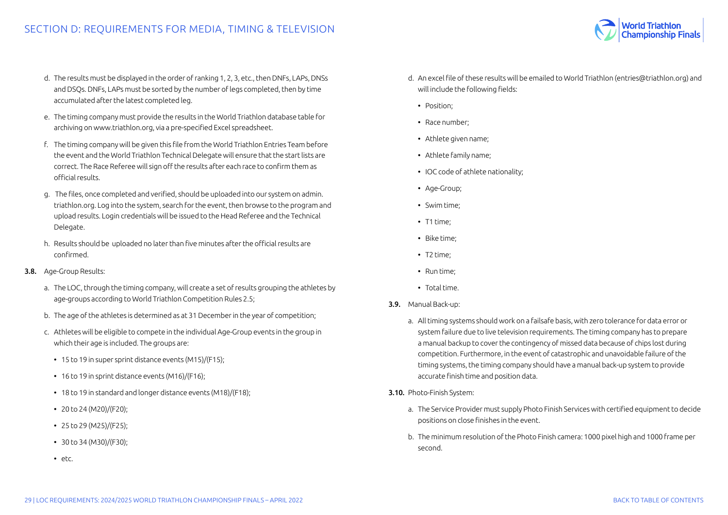d. The results must be displayed in the order of ranking 1, 2, 3, etc., then DNFs, LAPs, DNSs and DSQs. DNFs, LAPs must be sorted by the number of legs completed, then by time accumulated after the latest completed leg.

e. The timing company must provide the results in the World Triathlon database table for archiving on www.triathlon.org, via a pre-specified Excel spreadsheet.

f. The timing company will be given this file from the World Triathlon Entries Team before the event and the World Triathlon Technical Delegate will ensure that the start lists are correct. The Race Referee will sign off the results after each race to confirm them as official results.

g. The files, once completed and verified, should be uploaded into our system on admin.triathlon.org. Log into the system, search for the event, then browse to the program and upload results. Login credentials will be issued to the Head Referee and the Technical Delegate.

h. Results should be uploaded no later than five minutes after the official results are confirmed.

**3.8.** Age-Group Results:

a. The LOC, through the timing company, will create a set of results grouping the athletes by age-groups according to World Triathlon Competition Rules 2.5;

b. The age of the athletes is determined as at 31 December in the year of competition;

c. Athletes will be eligible to compete in the individual Age-Group events in the group in which their age is included. The groups are:

- 15 to 19 in super sprint distance events (M15)/(F15);
- 16 to 19 in sprint distance events (M16)/(F16);
- 18 to 19 in standard and longer distance events (M18)/(F18);
- 20 to 24 (M20)/(F20);
- 25 to 29 (M25)/(F25);
- 30 to 34 (M30)/(F30);
- etc.

d. An excel file of these results will be emailed to World Triathlon (entries@triathlon.org) and will include the following fields:

- Position;
- Race number;
- Athlete given name;
- Athlete family name;
- IOC code of athlete nationality;
- Age-Group;
- Swim time;
- T1 time;
- Bike time;
- T2 time;
- Run time;
- Total time.

**3.9.** Manual Back-up:

a. All timing systems should work on a failsafe basis, with zero tolerance for data error or system failure due to live television requirements. The timing company has to prepare a manual backup to cover the contingency of missed data because of chips lost during competition. Furthermore, in the event of catastrophic and unavoidable failure of the timing systems, the timing company should have a manual back-up system to provide accurate finish time and position data.

**3.10.** Photo-Finish System:

a. The Service Provider must supply Photo Finish Services with certified equipment to decide positions on close finishes in the event.

b. The minimum resolution of the Photo Finish camera: 1000 pixel high and 1000 frame per second.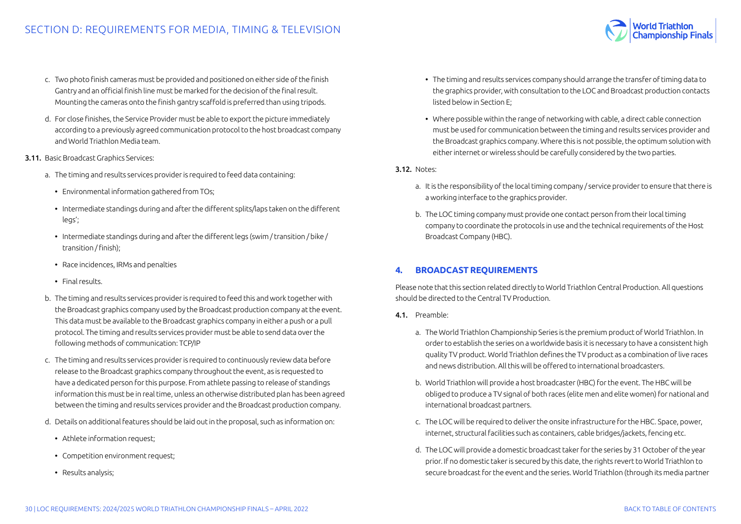c. Two photo finish cameras must be provided and positioned on either side of the finish Gantry and an official finish line must be marked for the decision of the final result. Mounting the cameras onto the finish gantry scaffold is preferred than using tripods.

d. For close finishes, the Service Provider must be able to export the picture immediately according to a previously agreed communication protocol to the host broadcast company and World Triathlon Media team.

**3.11.** Basic Broadcast Graphics Services:

a. The timing and results services provider is required to feed data containing:

- Environmental information gathered from TOs;
- Intermediate standings during and after the different splits/laps taken on the different legs';
- Intermediate standings during and after the different legs (swim / transition / bike / transition / finish);
- Race incidences, IRMs and penalties
- Final results.

b. The timing and results services provider is required to feed this and work together with the Broadcast graphics company used by the Broadcast production company at the event. This data must be available to the Broadcast graphics company in either a push or a pull protocol. The timing and results services provider must be able to send data over the following methods of communication: TCP/IP

c. The timing and results services provider is required to continuously review data before release to the Broadcast graphics company throughout the event, as is requested to have a dedicated person for this purpose. From athlete passing to release of standings information this must be in real time, unless an otherwise distributed plan has been agreed between the timing and results services provider and the Broadcast production company.

d. Details on additional features should be laid out in the proposal, such as information on:

- Athlete information request;
- Competition environment request;
- Results analysis;
- The timing and results services company should arrange the transfer of timing data to the graphics provider, with consultation to the LOC and Broadcast production contacts listed below in Section E;
- Where possible within the range of networking with cable, a direct cable connection must be used for communication between the timing and results services provider and the Broadcast graphics company. Where this is not possible, the optimum solution with either internet or wireless should be carefully considered by the two parties.

**3.12.** Notes:

a. It is the responsibility of the local timing company / service provider to ensure that there is a working interface to the graphics provider.

b. The LOC timing company must provide one contact person from their local timing company to coordinate the protocols in use and the technical requirements of the Host Broadcast Company (HBC).

## 4. BROADCAST REQUIREMENTS

Please note that this section related directly to World Triathlon Central Production. All questions should be directed to the Central TV Production.

**4.1.** Preamble:

a. The World Triathlon Championship Series is the premium product of World Triathlon. In order to establish the series on a worldwide basis it is necessary to have a consistent high quality TV product. World Triathlon defines the TV product as a combination of live races and news distribution. All this will be offered to international broadcasters.

b. World Triathlon will provide a host broadcaster (HBC) for the event. The HBC will be obliged to produce a TV signal of both races (elite men and elite women) for national and international broadcast partners.

c. The LOC will be required to deliver the onsite infrastructure for the HBC. Space, power, internet, structural facilities such as containers, cable bridges/jackets, fencing etc.

d. The LOC will provide a domestic broadcast taker for the series by 31 October of the year prior. If no domestic taker is secured by this date, the rights revert to World Triathlon to secure broadcast for the event and the series. World Triathlon (through its media partner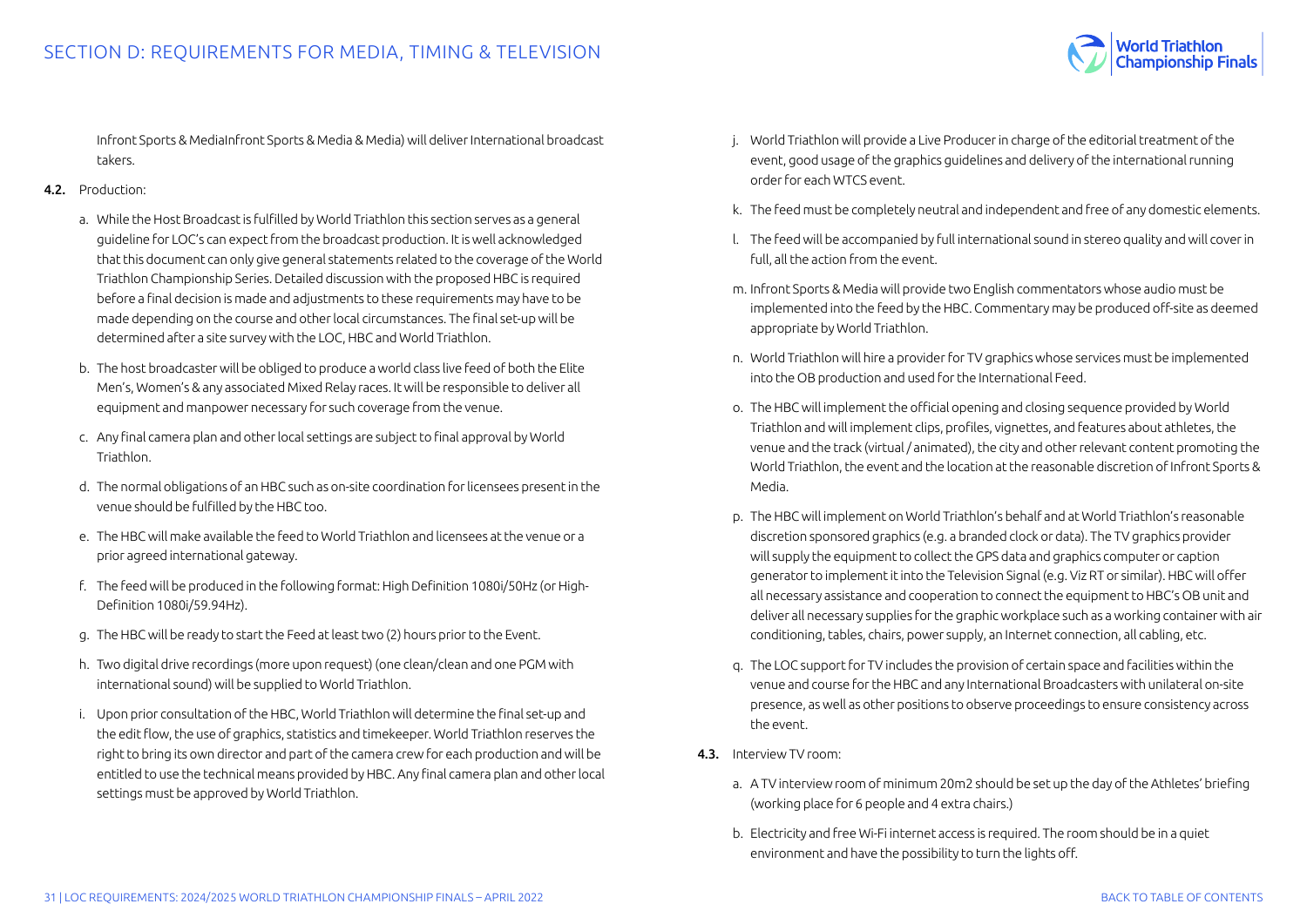Infront Sports & MediaInfront Sports & Media & Media) will deliver International broadcast takers.

**4.2.** Production:

a. While the Host Broadcast is fulfilled by World Triathlon this section serves as a general guideline for LOC's can expect from the broadcast production. It is well acknowledged that this document can only give general statements related to the coverage of the World Triathlon Championship Series. Detailed discussion with the proposed HBC is required before a final decision is made and adjustments to these requirements may have to be made depending on the course and other local circumstances. The final set-up will be determined after a site survey with the LOC, HBC and World Triathlon.

b. The host broadcaster will be obliged to produce a world class live feed of both the Elite Men's, Women's & any associated Mixed Relay races. It will be responsible to deliver all equipment and manpower necessary for such coverage from the venue.

c. Any final camera plan and other local settings are subject to final approval by World Triathlon.

d. The normal obligations of an HBC such as on-site coordination for licensees present in the venue should be fulfilled by the HBC too.

e. The HBC will make available the feed to World Triathlon and licensees at the venue or a prior agreed international gateway.

f. The feed will be produced in the following format: High Definition 1080i/50Hz (or High-Definition 1080i/59.94Hz).

g. The HBC will be ready to start the Feed at least two (2) hours prior to the Event.

h. Two digital drive recordings (more upon request) (one clean/clean and one PGM with international sound) will be supplied to World Triathlon.

i. Upon prior consultation of the HBC, World Triathlon will determine the final set-up and the edit flow, the use of graphics, statistics and timekeeper. World Triathlon reserves the right to bring its own director and part of the camera crew for each production and will be entitled to use the technical means provided by HBC. Any final camera plan and other local settings must be approved by World Triathlon.

j. World Triathlon will provide a Live Producer in charge of the editorial treatment of the event, good usage of the graphics guidelines and delivery of the international running order for each WTCS event.

k. The feed must be completely neutral and independent and free of any domestic elements.

l. The feed will be accompanied by full international sound in stereo quality and will cover in full, all the action from the event.

m. Infront Sports & Media will provide two English commentators whose audio must be implemented into the feed by the HBC. Commentary may be produced off-site as deemed appropriate by World Triathlon.

n. World Triathlon will hire a provider for TV graphics whose services must be implemented into the OB production and used for the International Feed.

o. The HBC will implement the official opening and closing sequence provided by World Triathlon and will implement clips, profiles, vignettes, and features about athletes, the venue and the track (virtual / animated), the city and other relevant content promoting the World Triathlon, the event and the location at the reasonable discretion of Infront Sports & Media.

p. The HBC will implement on World Triathlon's behalf and at World Triathlon's reasonable discretion sponsored graphics (e.g. a branded clock or data). The TV graphics provider will supply the equipment to collect the GPS data and graphics computer or caption generator to implement it into the Television Signal (e.g. Viz RT or similar). HBC will offer all necessary assistance and cooperation to connect the equipment to HBC's OB unit and deliver all necessary supplies for the graphic workplace such as a working container with air conditioning, tables, chairs, power supply, an Internet connection, all cabling, etc.

q. The LOC support for TV includes the provision of certain space and facilities within the venue and course for the HBC and any International Broadcasters with unilateral on-site presence, as well as other positions to observe proceedings to ensure consistency across the event.

**4.3.** Interview TV room:

a. A TV interview room of minimum 20m2 should be set up the day of the Athletes' briefing (working place for 6 people and 4 extra chairs.)

b. Electricity and free Wi-Fi internet access is required. The room should be in a quiet environment and have the possibility to turn the lights off.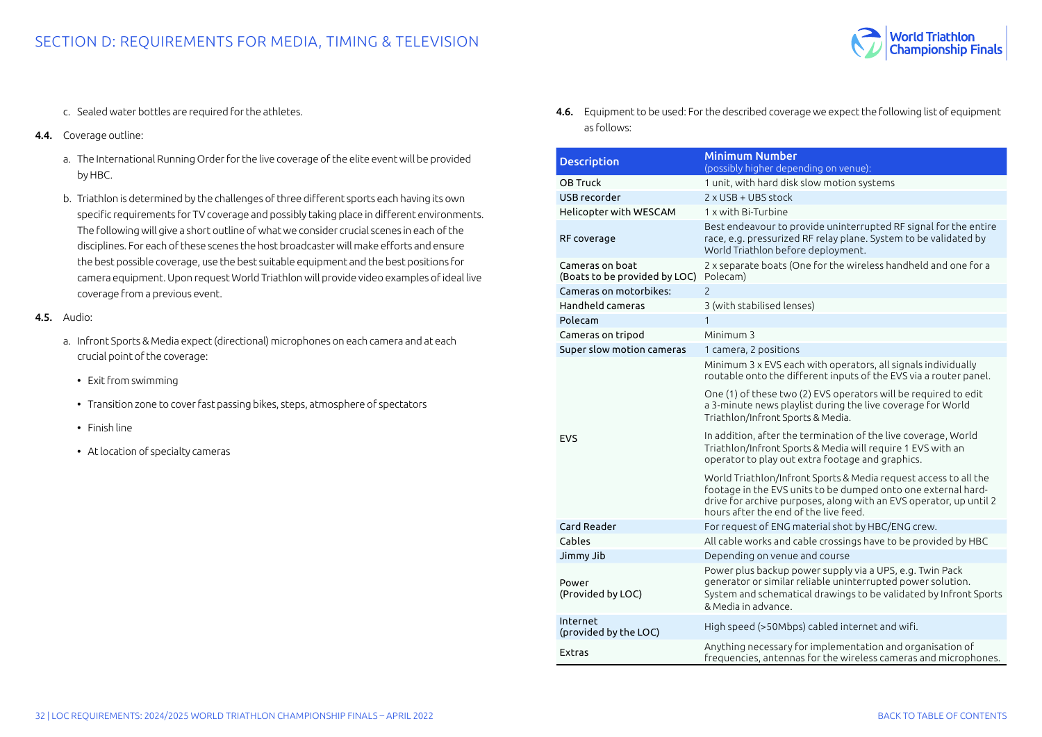c. Sealed water bottles are required for the athletes.

**4.4.** Coverage outline:

a. The International Running Order for the live coverage of the elite event will be provided by HBC.

b. Triathlon is determined by the challenges of three different sports each having its own specific requirements for TV coverage and possibly taking place in different environments. The following will give a short outline of what we consider crucial scenes in each of the disciplines. For each of these scenes the host broadcaster will make efforts and ensure the best possible coverage, use the best suitable equipment and the best positions for camera equipment. Upon request World Triathlon will provide video examples of ideal live coverage from a previous event.

**4.5.** Audio:

a. Infront Sports & Media expect (directional) microphones on each camera and at each crucial point of the coverage:

- Exit from swimming
- Transition zone to cover fast passing bikes, steps, atmosphere of spectators
- Finish line
- At location of specialty cameras

**4.6.** Equipment to be used: For the described coverage we expect the following list of equipment as follows:

| Description | Minimum Number (possibly higher depending on venue): |
|---|---|
| OB Truck | 1 unit, with hard disk slow motion systems |
| USB recorder | 2 x USB + UBS stock |
| Helicopter with WESCAM | 1 x with Bi-Turbine |
| RF coverage | Best endeavour to provide uninterrupted RF signal for the entire race, e.g. pressurized RF relay plane. System to be validated by World Triathlon before deployment. |
| Cameras on boat (Boats to be provided by LOC) | 2 x separate boats (One for the wireless handheld and one for a Polecam) |
| Cameras on motorbikes: | 2 |
| Handheld cameras | 3 (with stabilised lenses) |
| Polecam | 1 |
| Cameras on tripod | Minimum 3 |
| Super slow motion cameras | 1 camera, 2 positions |
| EVS | Minimum 3 x EVS each with operators, all signals individually routable onto the different inputs of the EVS via a router panel.<br><br>One (1) of these two (2) EVS operators will be required to edit a 3-minute news playlist during the live coverage for World Triathlon/Infront Sports & Media.<br><br>In addition, after the termination of the live coverage, World Triathlon/Infront Sports & Media will require 1 EVS with an operator to play out extra footage and graphics.<br><br>World Triathlon/Infront Sports & Media request access to all the footage in the EVS units to be dumped onto one external hard-drive for archive purposes, along with an EVS operator, up until 2 hours after the end of the live feed. |
| Card Reader | For request of ENG material shot by HBC/ENG crew. |
| Cables | All cable works and cable crossings have to be provided by HBC |
| Jimmy Jib | Depending on venue and course |
| Power (Provided by LOC) | Power plus backup power supply via a UPS, e.g. Twin Pack generator or similar reliable uninterrupted power solution. System and schematical drawings to be validated by Infront Sports & Media in advance. |
| Internet (provided by the LOC) | High speed (>50Mbps) cabled internet and wifi. |
| Extras | Anything necessary for implementation and organisation of frequencies, antennas for the wireless cameras and microphones. |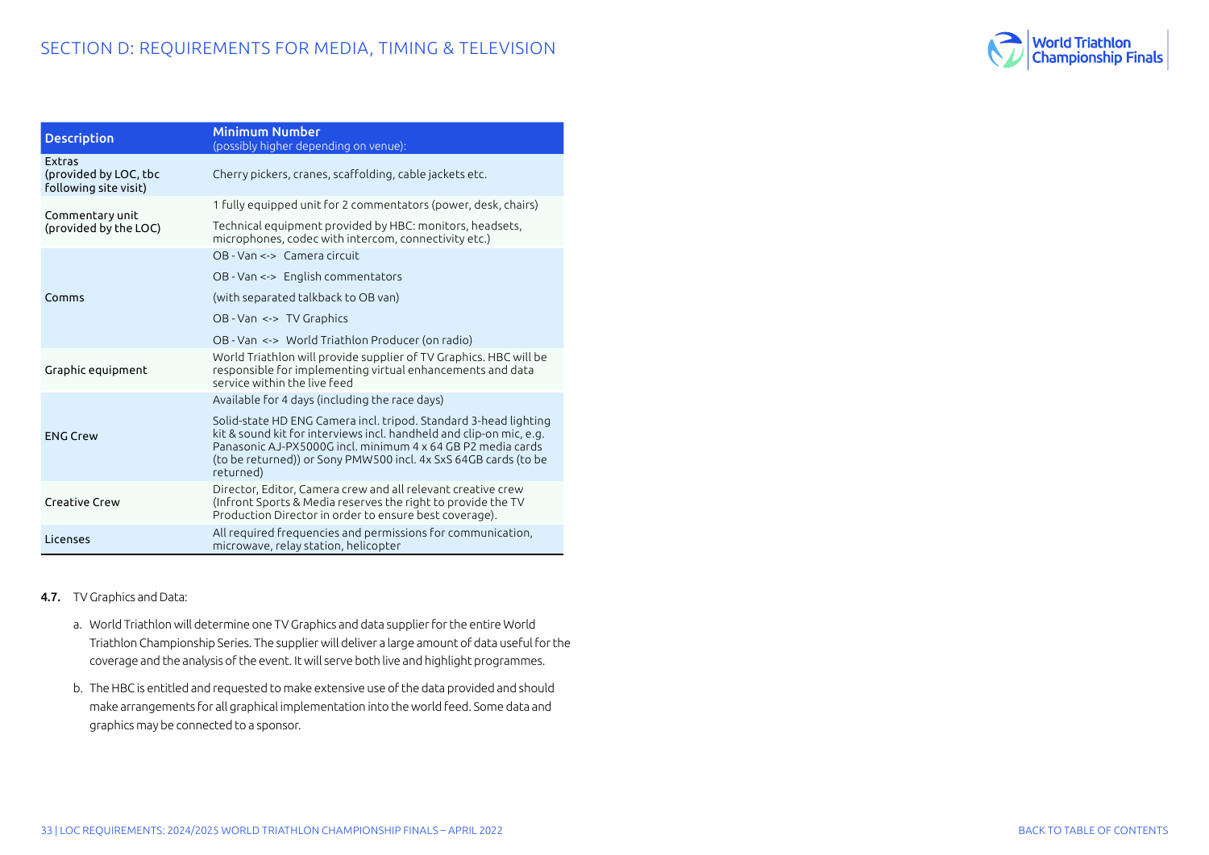## SECTION D: REQUIREMENTS FOR MEDIA, TIMING & TELEVISION

| Description | Minimum Number (possibly higher depending on venue): |
|---|---|
| Extras (provided by LOC, tbc following site visit) | Cherry pickers, cranes, scaffolding, cable jackets etc. |
| Commentary unit (provided by the LOC) | 1 fully equipped unit for 2 commentators (power, desk, chairs) |
| | Technical equipment provided by HBC: monitors, headsets, microphones, codec with intercom, connectivity etc.) |
| Comms | OB - Van <-> Camera circuit |
| | OB - Van <-> English commentators |
| | (with separated talkback to OB van) |
| | OB - Van <-> TV Graphics |
| | OB - Van <-> World Triathlon Producer (on radio) |
| Graphic equipment | World Triathlon will provide supplier of TV Graphics. HBC will be responsible for implementing virtual enhancements and data service within the live feed |
| ENG Crew | Available for 4 days (including the race days) |
| | Solid-state HD ENG Camera incl. tripod. Standard 3-head lighting kit & sound kit for interviews incl. handheld and clip-on mic, e.g. Panasonic AJ-PX5000G incl. minimum 4 x 64 GB P2 media cards (to be returned)) or Sony PMW500 incl. 4x SxS 64GB cards (to be returned) |
| Creative Crew | Director, Editor, Camera crew and all relevant creative crew (Infront Sports & Media reserves the right to provide the TV Production Director in order to ensure best coverage). |
| Licenses | All required frequencies and permissions for communication, microwave, relay station, helicopter |

**4.7.** TV Graphics and Data:

a. World Triathlon will determine one TV Graphics and data supplier for the entire World Triathlon Championship Series. The supplier will deliver a large amount of data useful for the coverage and the analysis of the event. It will serve both live and highlight programmes.

b. The HBC is entitled and requested to make extensive use of the data provided and should make arrangements for all graphical implementation into the world feed. Some data and graphics may be connected to a sponsor.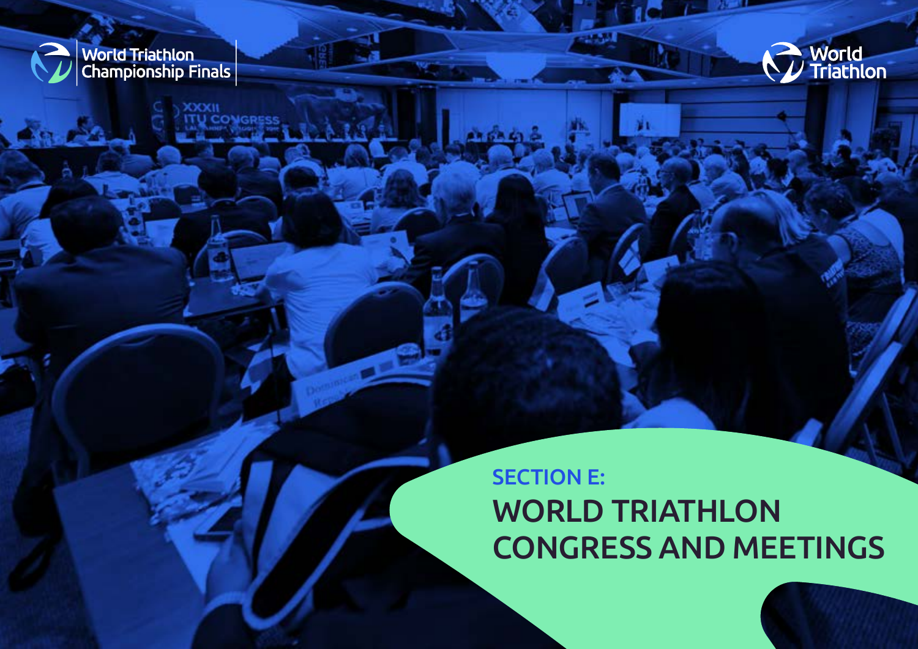World Triathlon Championship Finals

World Triathlon

# SECTION E:

# WORLD TRIATHLON CONGRESS AND MEETINGS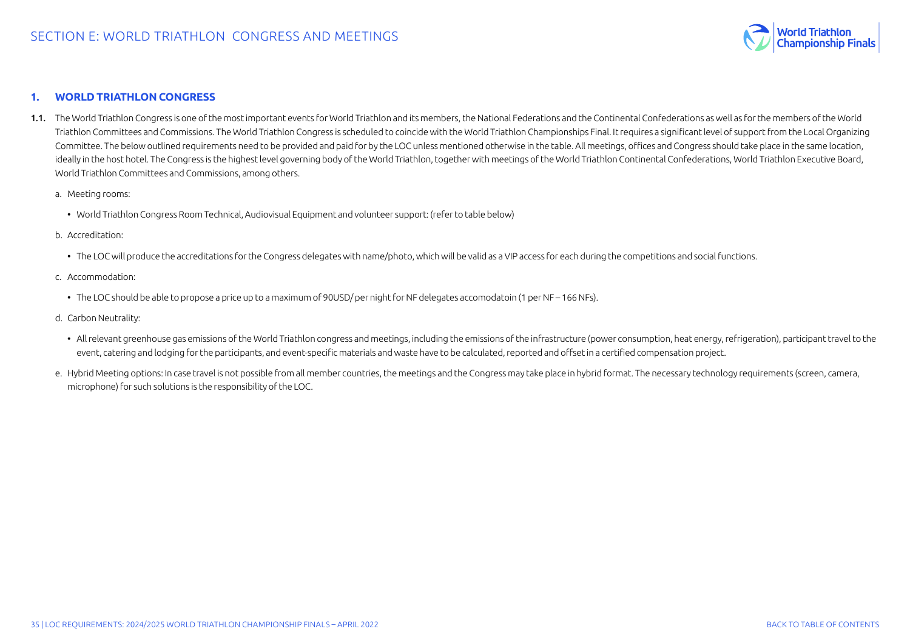## 1. WORLD TRIATHLON CONGRESS

**1.1.** The World Triathlon Congress is one of the most important events for World Triathlon and its members, the National Federations and the Continental Confederations as well as for the members of the World Triathlon Committees and Commissions. The World Triathlon Congress is scheduled to coincide with the World Triathlon Championships Final. It requires a significant level of support from the Local Organizing Committee. The below outlined requirements need to be provided and paid for by the LOC unless mentioned otherwise in the table. All meetings, offices and Congress should take place in the same location, ideally in the host hotel. The Congress is the highest level governing body of the World Triathlon, together with meetings of the World Triathlon Continental Confederations, World Triathlon Executive Board, World Triathlon Committees and Commissions, among others.

a. Meeting rooms:

- World Triathlon Congress Room Technical, Audiovisual Equipment and volunteer support: (refer to table below)

b. Accreditation:

- The LOC will produce the accreditations for the Congress delegates with name/photo, which will be valid as a VIP access for each during the competitions and social functions.

c. Accommodation:

- The LOC should be able to propose a price up to a maximum of 90USD/ per night for NF delegates accomodatoin (1 per NF – 166 NFs).

d. Carbon Neutrality:

- All relevant greenhouse gas emissions of the World Triathlon congress and meetings, including the emissions of the infrastructure (power consumption, heat energy, refrigeration), participant travel to the event, catering and lodging for the participants, and event-specific materials and waste have to be calculated, reported and offset in a certified compensation project.

e. Hybrid Meeting options: In case travel is not possible from all member countries, the meetings and the Congress may take place in hybrid format. The necessary technology requirements (screen, camera, microphone) for such solutions is the responsibility of the LOC.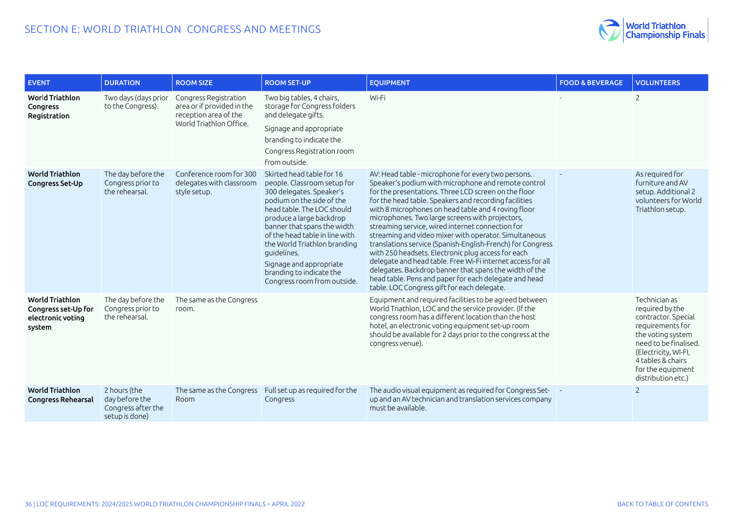# SECTION E: WORLD TRIATHLON CONGRESS AND MEETINGS

| EVENT | DURATION | ROOM SIZE | ROOM SET-UP | EQUIPMENT | FOOD & BEVERAGE | VOLUNTEERS |
|---|---|---|---|---|---|---|
| **World Triathlon Congress Registration** | Two days (days prior to the Congress). | Congress Registration area or if provided in the reception area of the World Triathlon Office. | Two big tables, 4 chairs, storage for Congress folders and delegate gifts.<br>Signage and appropriate branding to indicate the Congress Registration room from outside. | Wi-Fi | - | 2 |
| **World Triathlon Congress Set-Up** | The day before the Congress prior to the rehearsal. | Conference room for 300 delegates with classroom style setup. | Skirted head table for 16 people. Classroom setup for 300 delegates. Speaker's podium on the side of the head table. The LOC should produce a large backdrop banner that spans the width of the head table in line with the World Triathlon branding guidelines.<br>Signage and appropriate branding to indicate the Congress room from outside. | AV: Head table - microphone for every two persons. Speaker's podium with microphone and remote control for the presentations. Three LCD screen on the floor for the head table. Speakers and recording facilities with 8 microphones on head table and 4 roving floor microphones. Two large screens with projectors, streaming service, wired internet connection for streaming and video mixer with operator. Simultaneous translations service (Spanish-English-French) for Congress with 250 headsets. Electronic plug access for each delegate and head table. Free Wi-Fi internet access for all delegates. Backdrop banner that spans the width of the head table. Pens and paper for each delegate and head table. LOC Congress gift for each delegate. | - | As required for furniture and AV setup. Additional 2 volunteers for World Triathlon setup. |
| **World Triathlon Congress set-Up for electronic voting system** | The day before the Congress prior to the rehearsal. | The same as the Congress room. | | Equipment and required facilities to be agreed between World Triathlon, LOC and the service provider. (If the congress room has a different location than the host hotel, an electronic voting equipment set-up room should be available for 2 days prior to the congress at the congress venue). | | Technician as required by the contractor. Special requirements for the voting system need to be finalised. (Electricity, WI-FI, 4 tables & chairs for the equipment distribution etc.) |
| **World Triathlon Congress Rehearsal** | 2 hours (the day before the Congress after the setup is done) | The same as the Congress Room | Full set up as required for the Congress | The audio visual equipment as required for Congress Set-up and an AV technician and translation services company must be available. | - | 2 |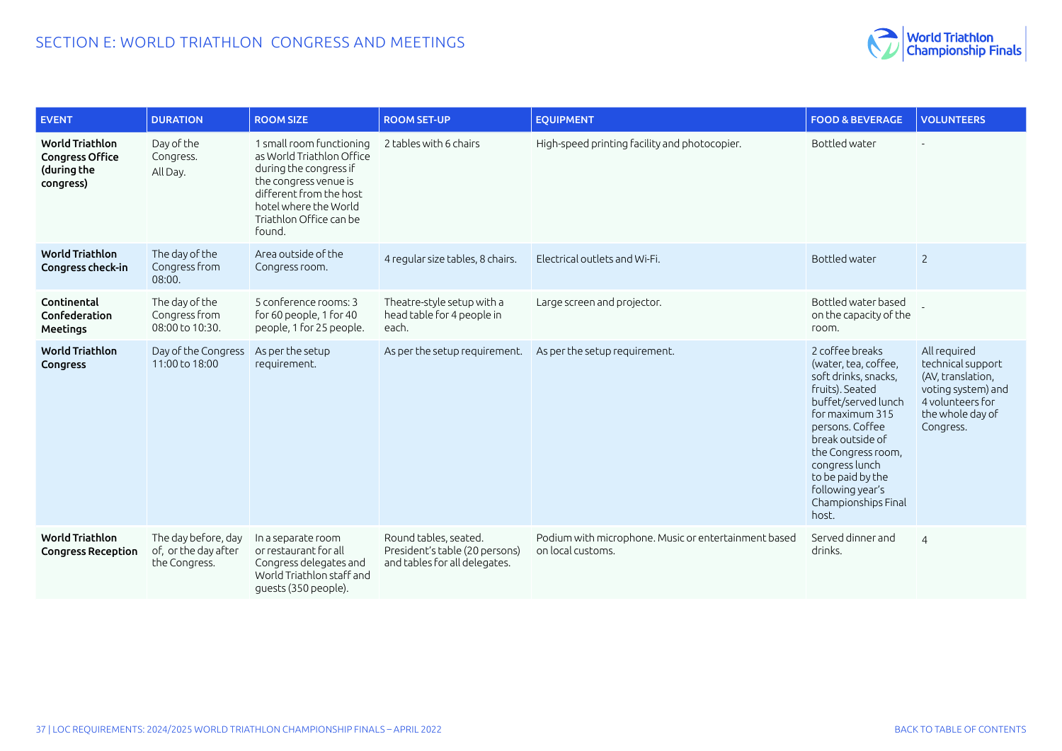## SECTION E: WORLD TRIATHLON CONGRESS AND MEETINGS

| EVENT | DURATION | ROOM SIZE | ROOM SET-UP | EQUIPMENT | FOOD & BEVERAGE | VOLUNTEERS |
|---|---|---|---|---|---|---|
| **World Triathlon Congress Office (during the congress)** | Day of the Congress. All Day. | 1 small room functioning as World Triathlon Office during the congress if the congress venue is different from the host hotel where the World Triathlon Office can be found. | 2 tables with 6 chairs | High-speed printing facility and photocopier. | Bottled water | - |
| **World Triathlon Congress check-in** | The day of the Congress from 08:00. | Area outside of the Congress room. | 4 regular size tables, 8 chairs. | Electrical outlets and Wi-Fi. | Bottled water | 2 |
| **Continental Confederation Meetings** | The day of the Congress from 08:00 to 10:30. | 5 conference rooms: 3 for 60 people, 1 for 40 people, 1 for 25 people. | Theatre-style setup with a head table for 4 people in each. | Large screen and projector. | Bottled water based on the capacity of the room. | - |
| **World Triathlon Congress** | Day of the Congress 11:00 to 18:00 | As per the setup requirement. | As per the setup requirement. | As per the setup requirement. | 2 coffee breaks (water, tea, coffee, soft drinks, snacks, fruits). Seated buffet/served lunch for maximum 315 persons. Coffee break outside of the Congress room, congress lunch to be paid by the following year's Championships Final host. | All required technical support (AV, translation, voting system) and 4 volunteers for the whole day of Congress. |
| **World Triathlon Congress Reception** | The day before, day of, or the day after the Congress. | In a separate room or restaurant for all Congress delegates and World Triathlon staff and guests (350 people). | Round tables, seated. President's table (20 persons) and tables for all delegates. | Podium with microphone. Music or entertainment based on local customs. | Served dinner and drinks. | 4 |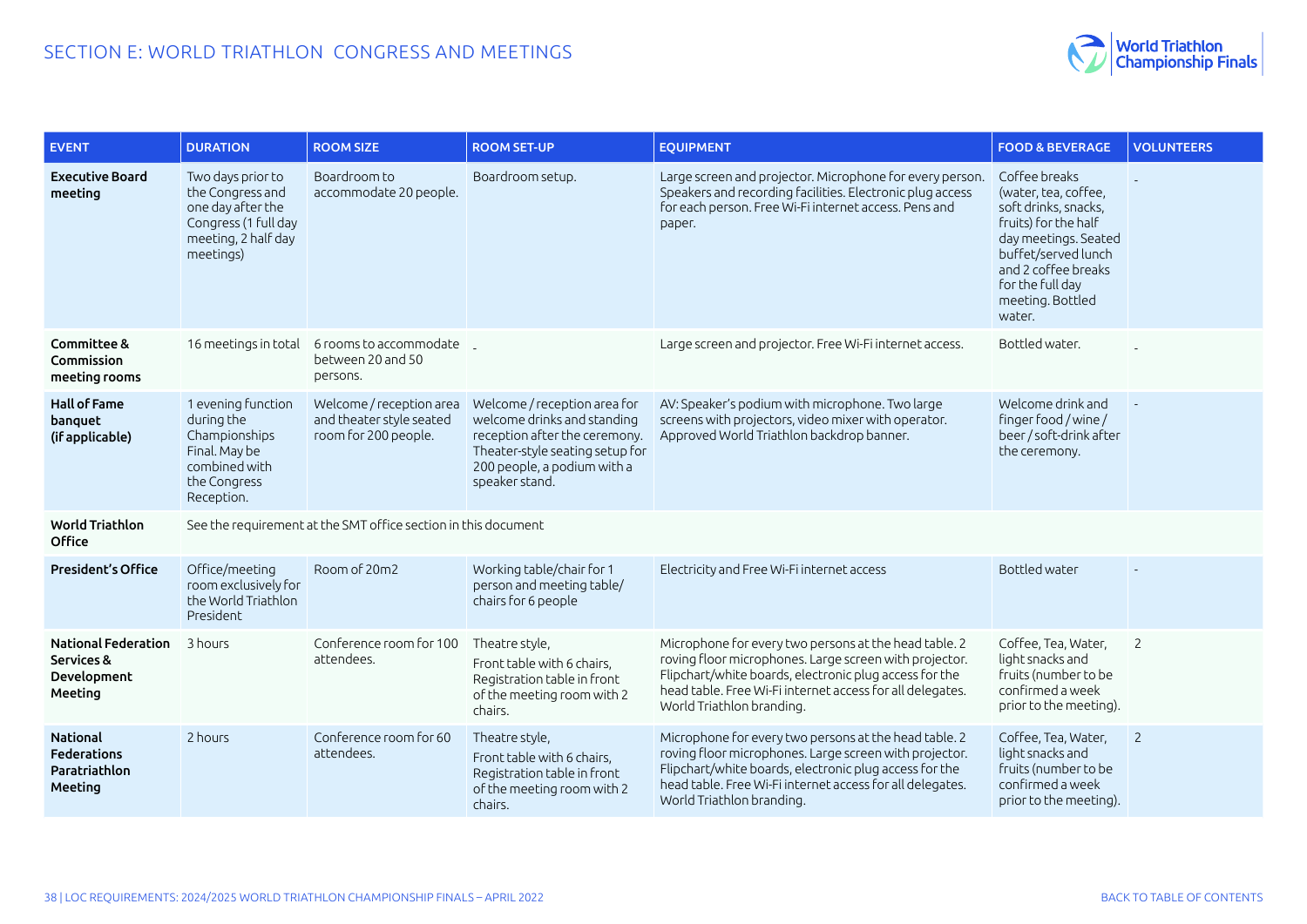# SECTION E: WORLD TRIATHLON CONGRESS AND MEETINGS

| EVENT | DURATION | ROOM SIZE | ROOM SET-UP | EQUIPMENT | FOOD & BEVERAGE | VOLUNTEERS |
|---|---|---|---|---|---|---|
| **Executive Board meeting** | Two days prior to the Congress and one day after the Congress (1 full day meeting, 2 half day meetings) | Boardroom to accommodate 20 people. | Boardroom setup. | Large screen and projector. Microphone for every person. Speakers and recording facilities. Electronic plug access for each person. Free Wi-Fi internet access. Pens and paper. | Coffee breaks (water, tea, coffee, soft drinks, snacks, fruits) for the half day meetings. Seated buffet/served lunch and 2 coffee breaks for the full day meeting. Bottled water. | - |
| **Committee & Commission meeting rooms** | 16 meetings in total | 6 rooms to accommodate between 20 and 50 persons. | - | Large screen and projector. Free Wi-Fi internet access. | Bottled water. | - |
| **Hall of Fame banquet (if applicable)** | 1 evening function during the Championships Final. May be combined with the Congress Reception. | Welcome / reception area and theater style seated room for 200 people. | Welcome / reception area for welcome drinks and standing reception after the ceremony. Theater-style seating setup for 200 people, a podium with a speaker stand. | AV: Speaker's podium with microphone. Two large screens with projectors, video mixer with operator. Approved World Triathlon backdrop banner. | Welcome drink and finger food / wine / beer / soft-drink after the ceremony. | - |
| **World Triathlon Office** | See the requirement at the SMT office section in this document | | | | | |
| **President's Office** | Office/meeting room exclusively for the World Triathlon President | Room of 20m2 | Working table/chair for 1 person and meeting table/ chairs for 6 people | Electricity and Free Wi-Fi internet access | Bottled water | - |
| **National Federation Services & Development Meeting** | 3 hours | Conference room for 100 attendees. | Theatre style,<br>Front table with 6 chairs,<br>Registration table in front of the meeting room with 2 chairs. | Microphone for every two persons at the head table. 2 roving floor microphones. Large screen with projector. Flipchart/white boards, electronic plug access for the head table. Free Wi-Fi internet access for all delegates. World Triathlon branding. | Coffee, Tea, Water, light snacks and fruits (number to be confirmed a week prior to the meeting). | 2 |
| **National Federations Paratriathlon Meeting** | 2 hours | Conference room for 60 attendees. | Theatre style,<br>Front table with 6 chairs,<br>Registration table in front of the meeting room with 2 chairs. | Microphone for every two persons at the head table. 2 roving floor microphones. Large screen with projector. Flipchart/white boards, electronic plug access for the head table. Free Wi-Fi internet access for all delegates. World Triathlon branding. | Coffee, Tea, Water, light snacks and fruits (number to be confirmed a week prior to the meeting). | 2 |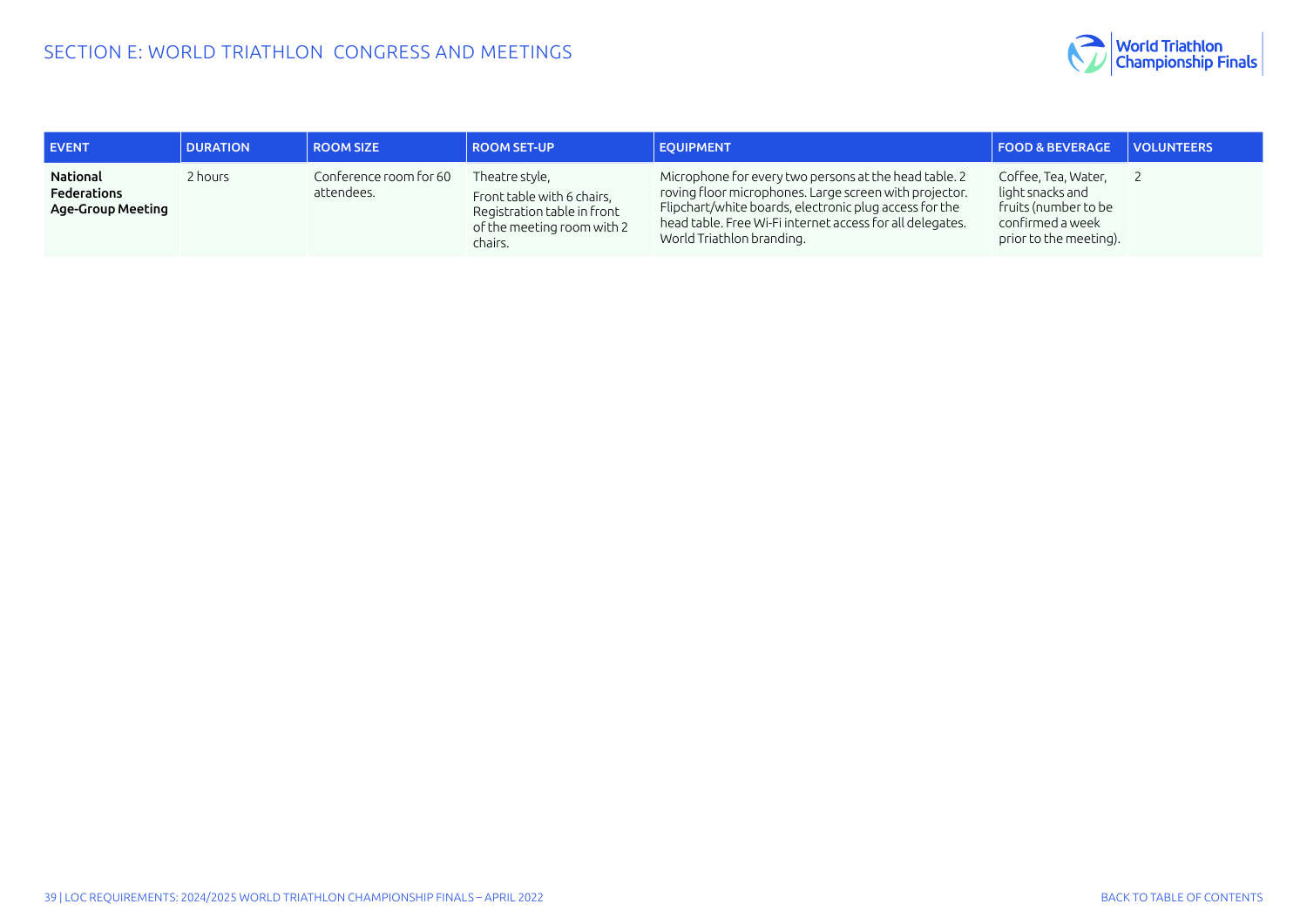| EVENT | DURATION | ROOM SIZE | ROOM SET-UP | EQUIPMENT | FOOD & BEVERAGE | VOLUNTEERS |
|---|---|---|---|---|---|---|
| **National Federations Age-Group Meeting** | 2 hours | Conference room for 60 attendees. | Theatre style, Front table with 6 chairs, Registration table in front of the meeting room with 2 chairs. | Microphone for every two persons at the head table. 2 roving floor microphones. Large screen with projector. Flipchart/white boards, electronic plug access for the head table. Free Wi-Fi internet access for all delegates. World Triathlon branding. | Coffee, Tea, Water, light snacks and fruits (number to be confirmed a week prior to the meeting). | 2 |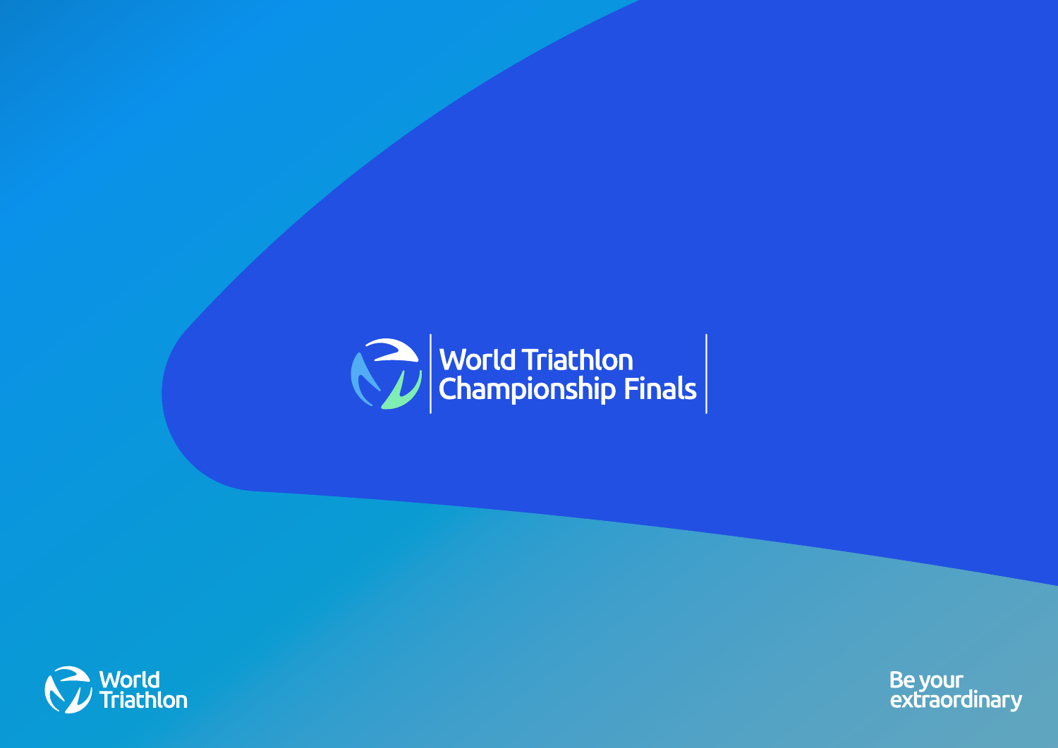World Triathlon Championship Finals

World Triathlon

Be your extraordinary